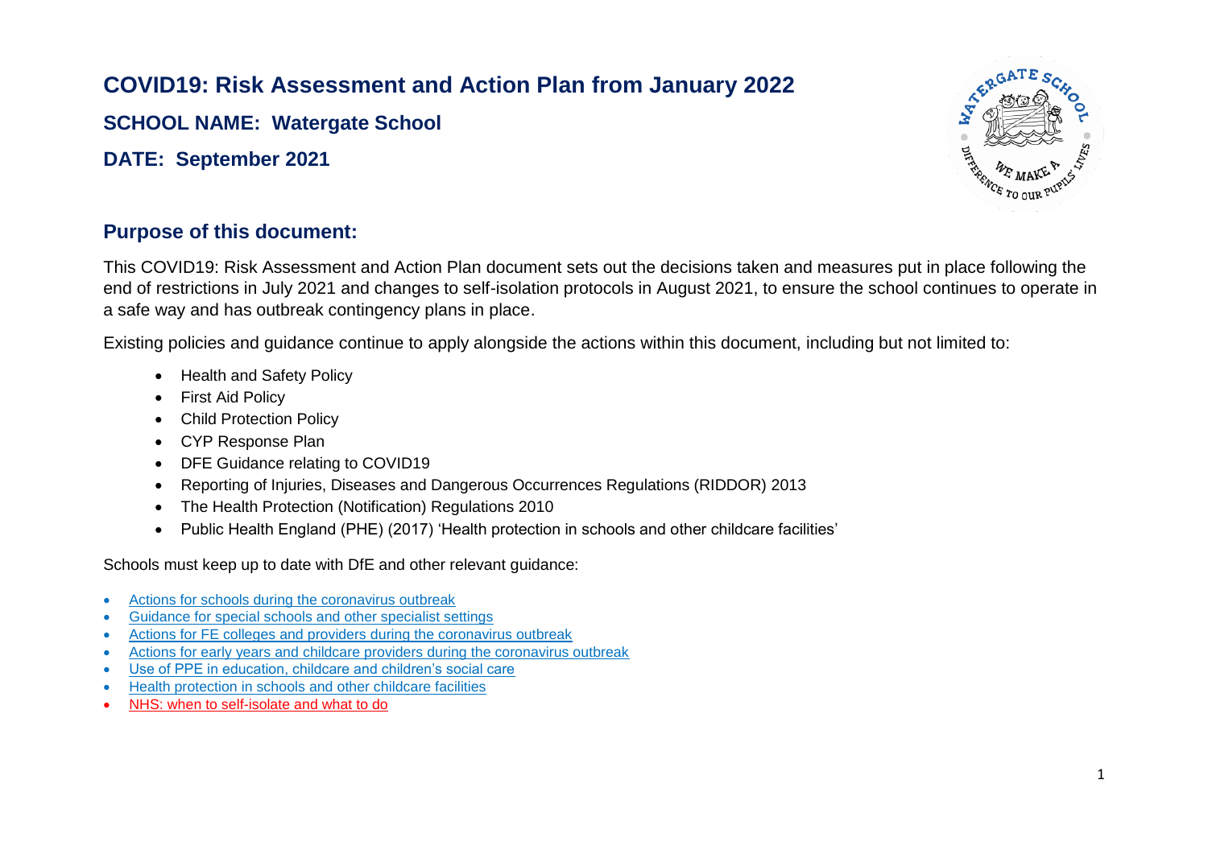# COVID19: Risk Assessment and Action Plan from January 2022

**SCHOOL NAME: Watergate School**

**DATE: September 2021**

## Purpose of this document:

This COVID19: Risk Assessment and Action Plan document sets out the decisions taken and measures put in place following the end of restrictions in July 2021 and changes to self-isolation protocols in August 2021, to ensure the school continues to operate in a safe way and has outbreak contingency plans in place.

Existing policies and guidance continue to apply alongside the actions within this document, including but not limited to:

- Health and Safety Policy
- First Aid Policy
- Child Protection Policy
- CYP Response Plan
- DFE Guidance relating to COVID19
- Reporting of Injuries, Diseases and Dangerous Occurrences Regulations (RIDDOR) 2013
- The Health Protection (Notification) Regulations 2010
- Public Health England (PHE) (2017) 'Health protection in schools and other childcare facilities'

Schools must keep up to date with DfE and other relevant guidance:

- Actions for schools during the coronavirus outbreak
- Guidance for special schools and other specialist settings
- Actions for FE colleges and providers during the coronavirus outbreak
- Actions for early years and childcare providers during the coronavirus outbreak
- Use of PPE in education, childcare and children's social care
- Health protection in schools and other childcare facilities
- NHS: when to self-isolate and what to do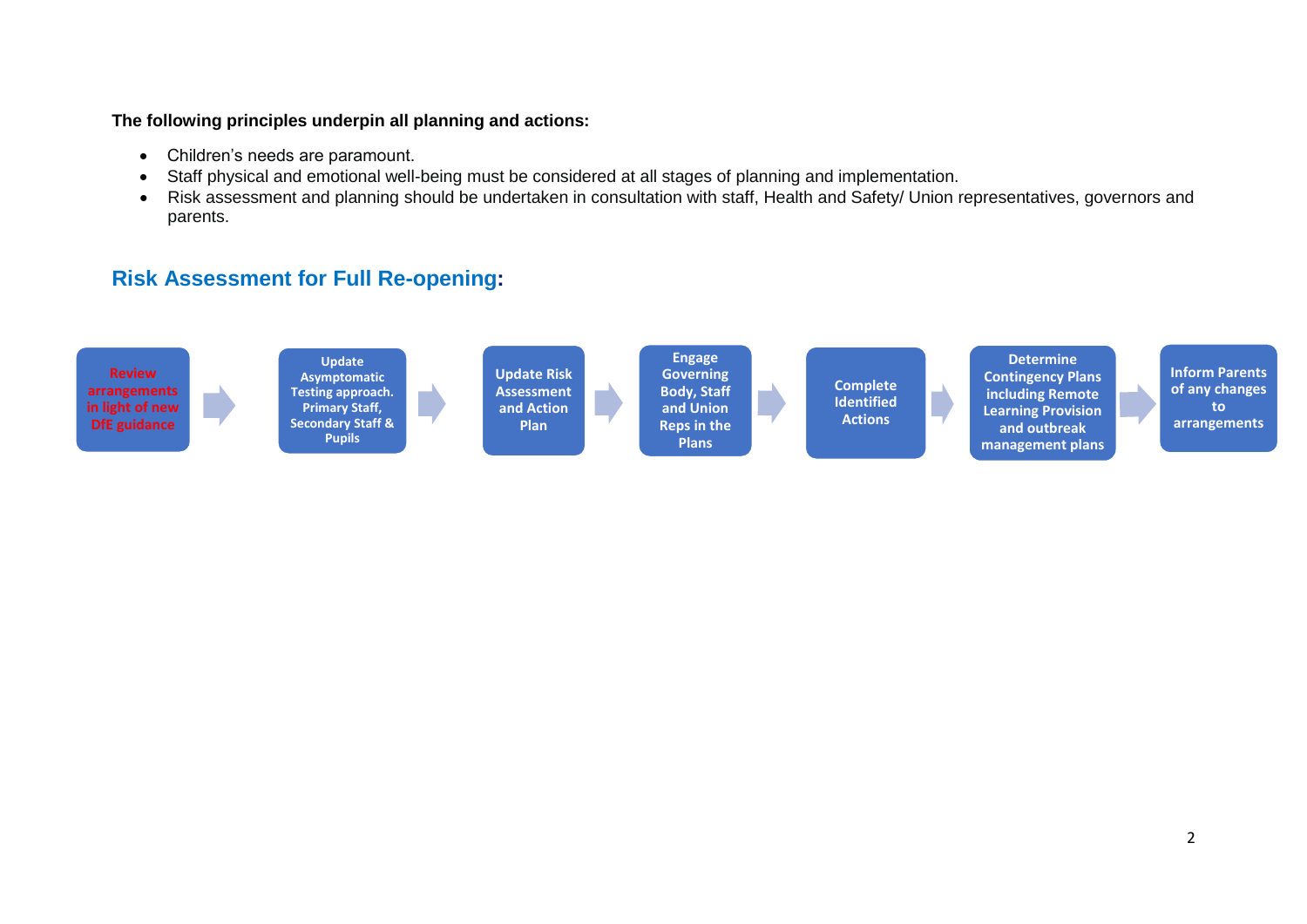**The following principles underpin all planning and actions:**

- Children's needs are paramount.
- Staff physical and emotional well-being must be considered at all stages of planning and implementation.
- Risk assessment and planning should be undertaken in consultation with staff, Health and Safety/ Union representatives, governors and parents.

## Risk Assessment for Full Re-opening:

Review arrangements in light of new DfE guidance

Update Asymptomatic Testing approach. Primary Staff, Secondary Staff & Pupils

Update Risk Assessment and Action Plan

Engage Governing Body, Staff and Union Reps in the Plans

Complete Identified Actions

Determine Contingency Plans including Remote Learning Provision and outbreak management plans

Inform Parents of any changes to arrangements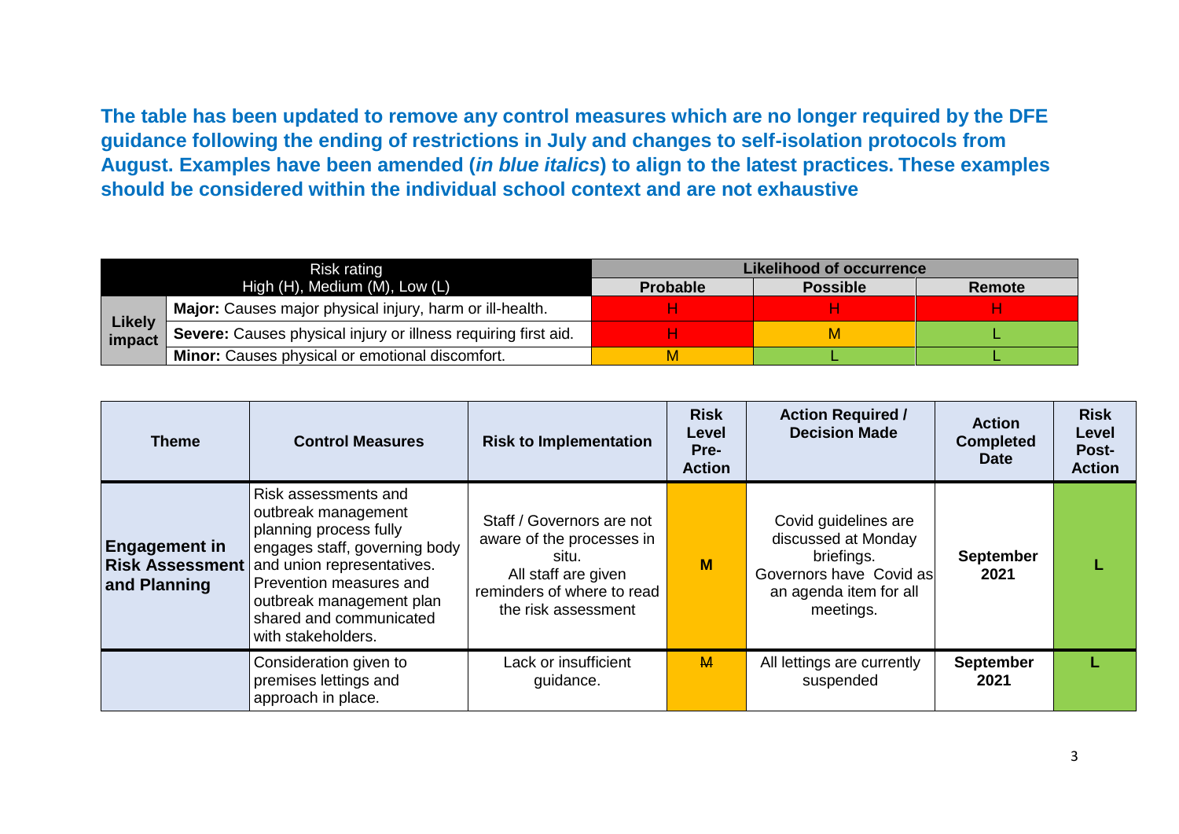**The table has been updated to remove any control measures which are no longer required by the DFE guidance following the ending of restrictions in July and changes to self-isolation protocols from August. Examples have been amended (*in blue italics*) to align to the latest practices. These examples should be considered within the individual school context and are not exhaustive**

| Risk rating High (H), Medium (M), Low (L) | | Likelihood of occurrence | | |
|---|---|---|---|---|
| | | **Probable** | **Possible** | **Remote** |
| **Likely impact** | **Major:** Causes major physical injury, harm or ill-health. | H | H | H |
| | **Severe:** Causes physical injury or illness requiring first aid. | H | M | L |
| | **Minor:** Causes physical or emotional discomfort. | M | L | L |

| Theme | Control Measures | Risk to Implementation | Risk Level Pre-Action | Action Required / Decision Made | Action Completed Date | Risk Level Post-Action |
|---|---|---|---|---|---|---|
| **Engagement in Risk Assessment and Planning** | Risk assessments and outbreak management planning process fully engages staff, governing body and union representatives. Prevention measures and outbreak management plan shared and communicated with stakeholders. | Staff / Governors are not aware of the processes in situ. All staff are given reminders of where to read the risk assessment | **M** | Covid guidelines are discussed at Monday briefings. Governors have Covid as an agenda item for all meetings. | **September 2021** | **L** |
| | Consideration given to premises lettings and approach in place. | Lack or insufficient guidance. | ~~M~~ | All lettings are currently suspended | **September 2021** | **L** |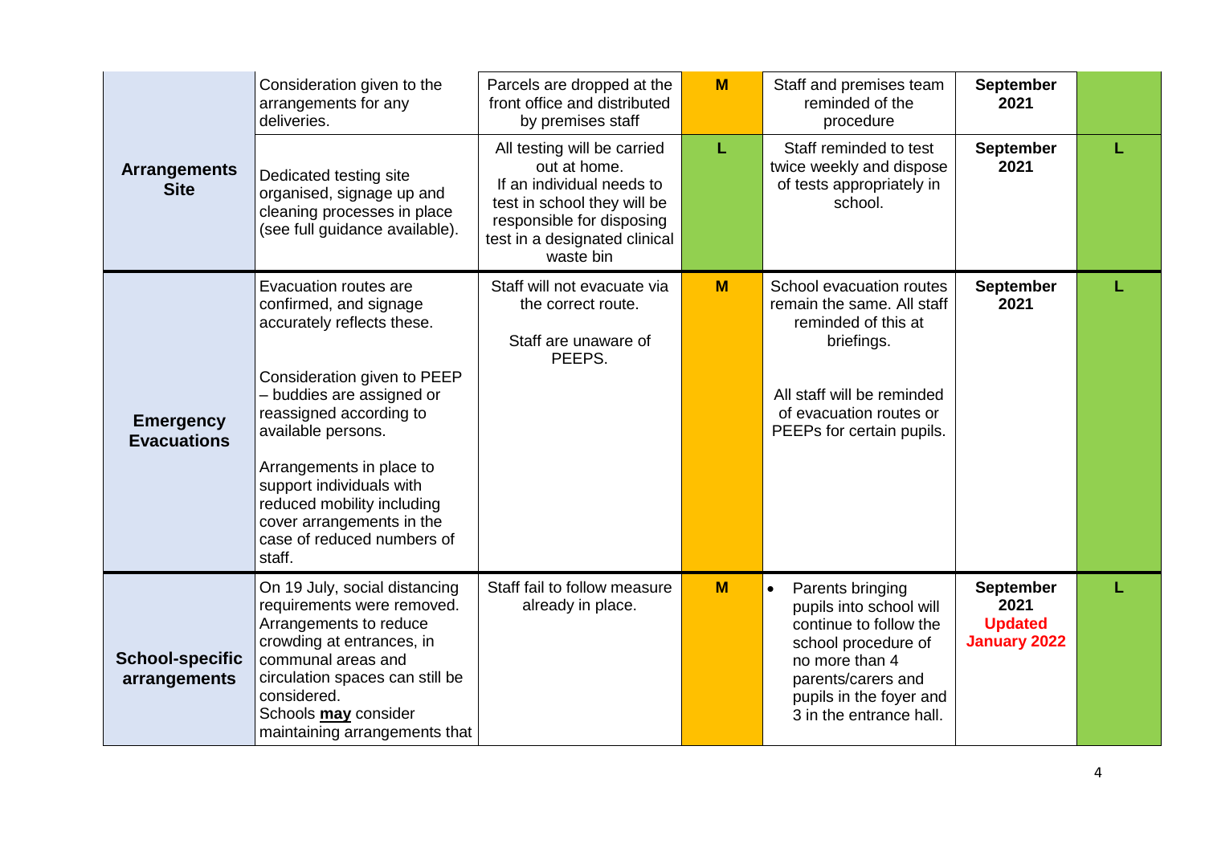| | | | | | | |
|---|---|---|---|---|---|---|
| **Arrangements Site** | Consideration given to the arrangements for any deliveries. | Parcels are dropped at the front office and distributed by premises staff | **M** | Staff and premises team reminded of the procedure | **September 2021** | |
| | Dedicated testing site organised, signage up and cleaning processes in place (see full guidance available). | All testing will be carried out at home. If an individual needs to test in school they will be responsible for disposing test in a designated clinical waste bin | **L** | Staff reminded to test twice weekly and dispose of tests appropriately in school. | **September 2021** | **L** |
| **Emergency Evacuations** | Evacuation routes are confirmed, and signage accurately reflects these.<br><br>Consideration given to PEEP – buddies are assigned or reassigned according to available persons.<br><br>Arrangements in place to support individuals with reduced mobility including cover arrangements in the case of reduced numbers of staff. | Staff will not evacuate via the correct route.<br><br>Staff are unaware of PEEPS. | **M** | School evacuation routes remain the same. All staff reminded of this at briefings.<br><br>All staff will be reminded of evacuation routes or PEEPs for certain pupils. | **September 2021** | **L** |
| **School-specific arrangements** | On 19 July, social distancing requirements were removed. Arrangements to reduce crowding at entrances, in communal areas and circulation spaces can still be considered. Schools **may** consider maintaining arrangements that | Staff fail to follow measure already in place. | **M** | • Parents bringing pupils into school will continue to follow the school procedure of no more than 4 parents/carers and pupils in the foyer and 3 in the entrance hall. | **September 2021** **Updated January 2022** | **L** |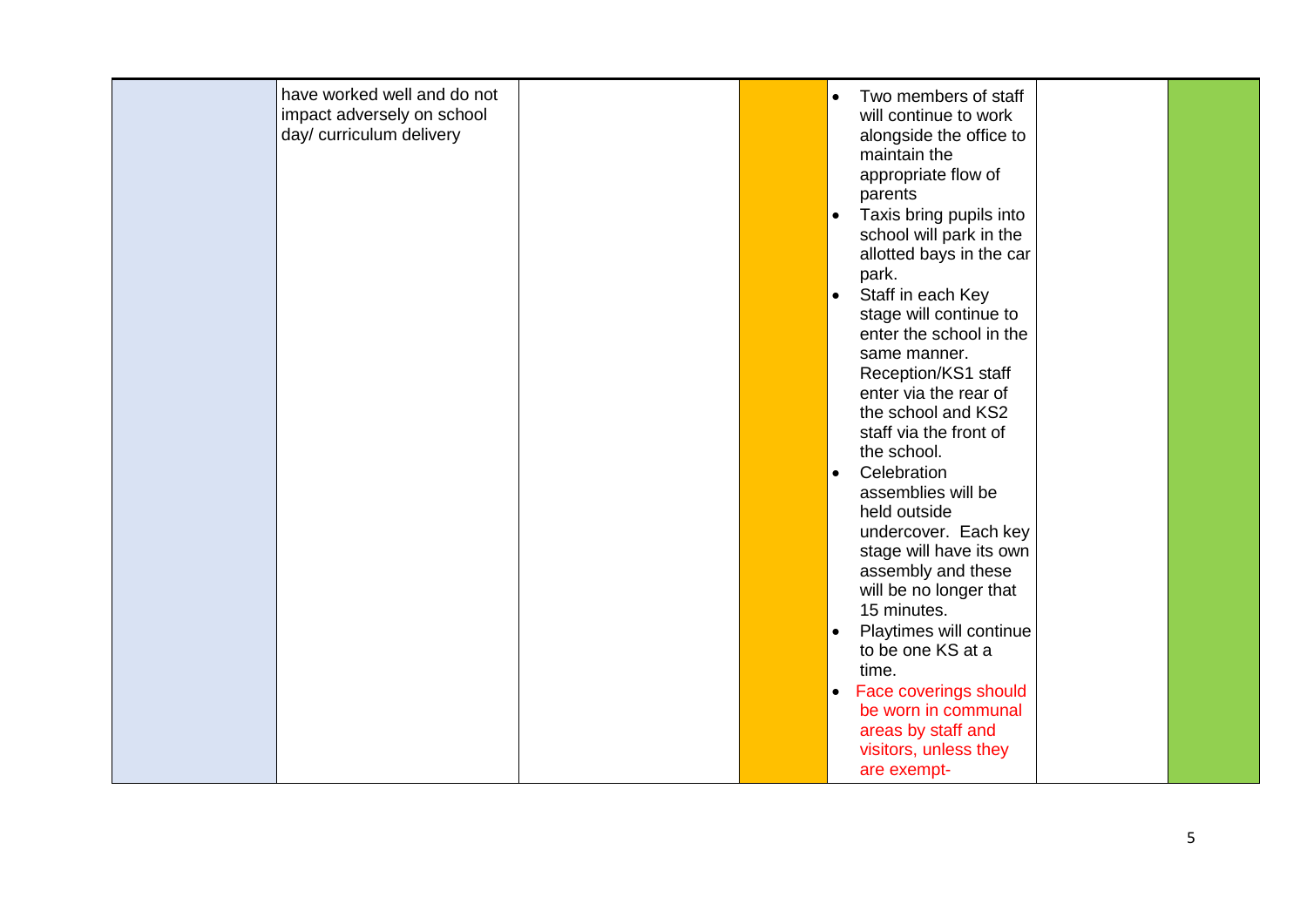| | | | | | | |
|---|---|---|---|---|---|---|
| | have worked well and do not impact adversely on school day/ curriculum delivery | | | • Two members of staff will continue to work alongside the office to maintain the appropriate flow of parents<br>• Taxis bring pupils into school will park in the allotted bays in the car park.<br>• Staff in each Key stage will continue to enter the school in the same manner. Reception/KS1 staff enter via the rear of the school and KS2 staff via the front of the school.<br>• Celebration assemblies will be held outside undercover. Each key stage will have its own assembly and these will be no longer that 15 minutes.<br>• Playtimes will continue to be one KS at a time.<br>• Face coverings should be worn in communal areas by staff and visitors, unless they are exempt- | | |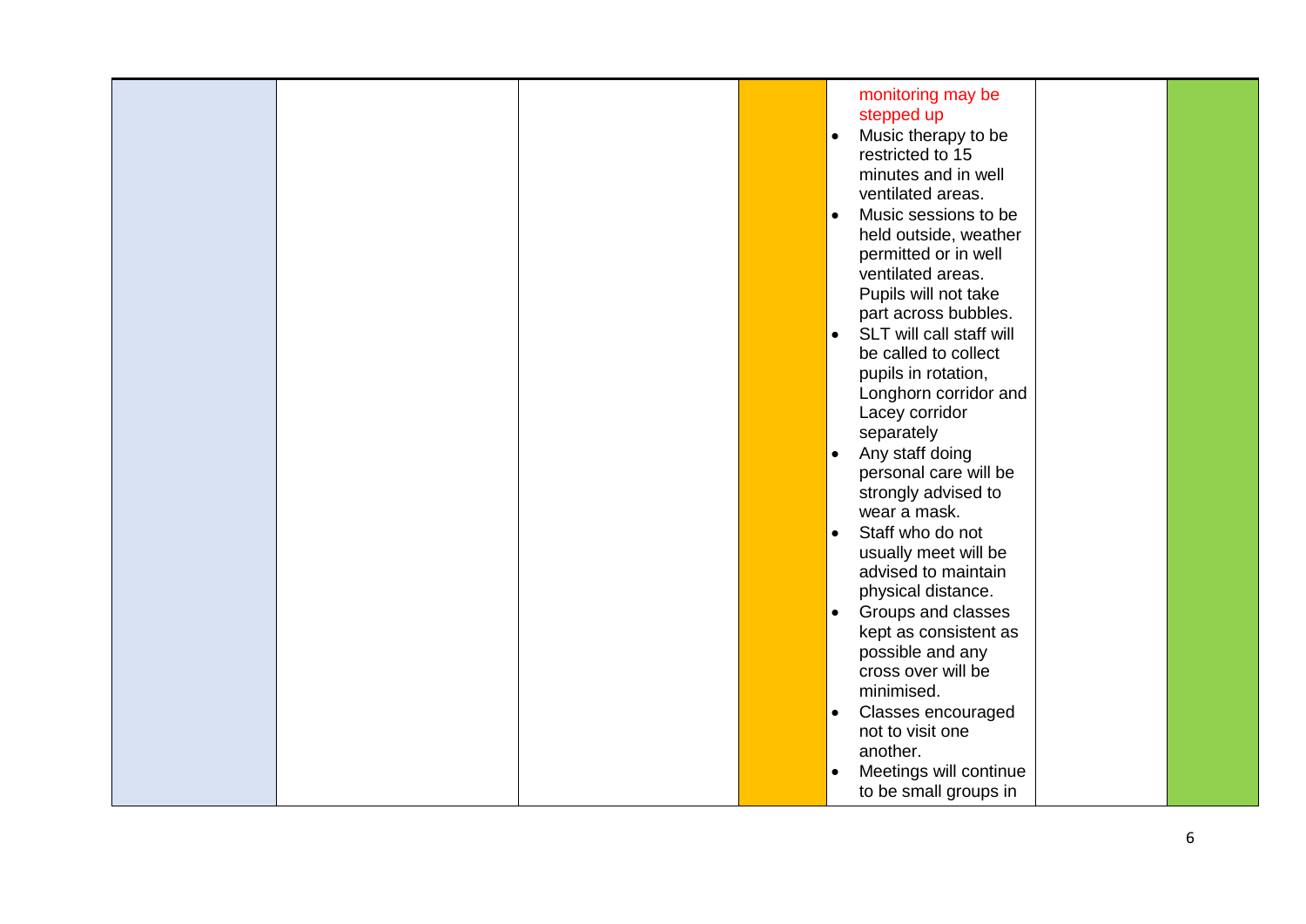| | | | | | | |
|---|---|---|---|---|---|---|
| | | | | monitoring may be stepped up<br>• Music therapy to be restricted to 15 minutes and in well ventilated areas.<br>• Music sessions to be held outside, weather permitted or in well ventilated areas. Pupils will not take part across bubbles.<br>• SLT will call staff will be called to collect pupils in rotation, Longhorn corridor and Lacey corridor separately<br>• Any staff doing personal care will be strongly advised to wear a mask.<br>• Staff who do not usually meet will be advised to maintain physical distance.<br>• Groups and classes kept as consistent as possible and any cross over will be minimised.<br>• Classes encouraged not to visit one another.<br>• Meetings will continue to be small groups in | | |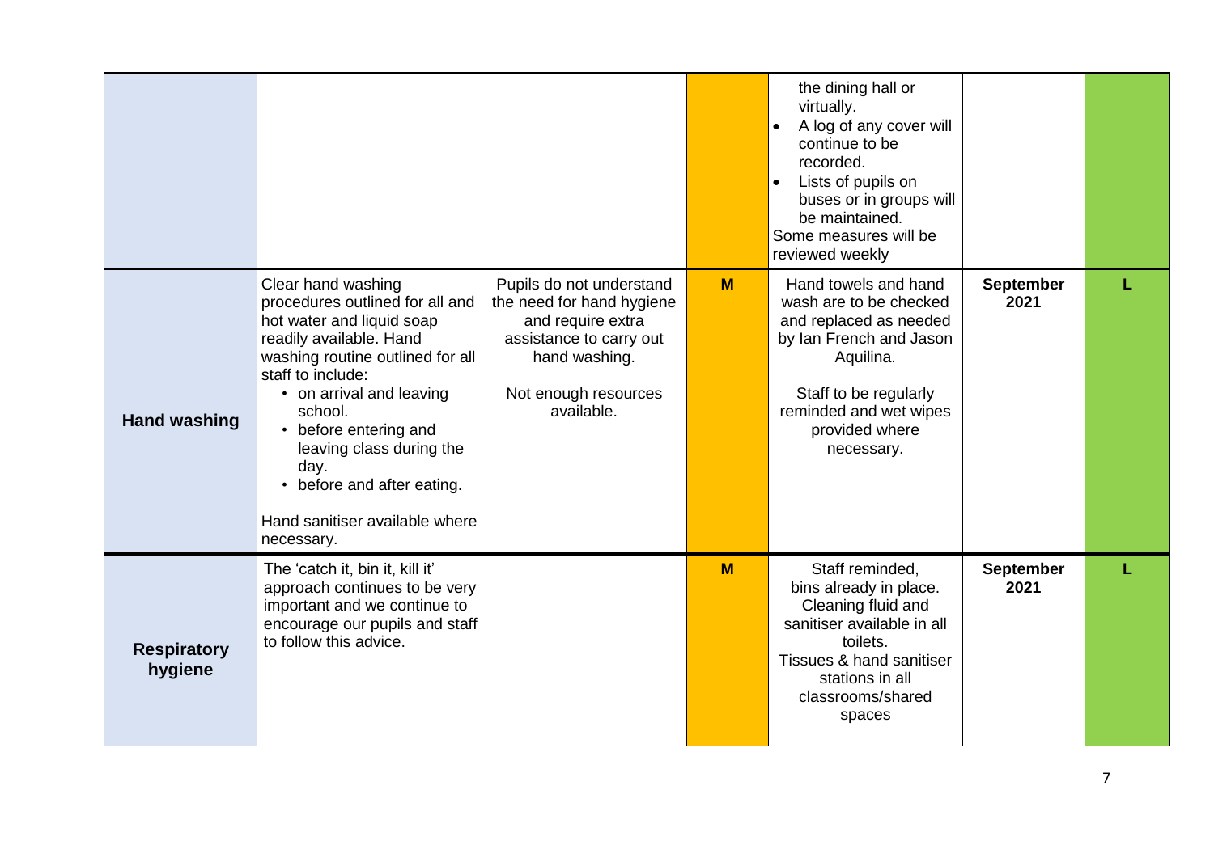| | | | | | | |
|---|---|---|---|---|---|---|
| | | | | the dining hall or virtually.<br>• A log of any cover will continue to be recorded.<br>• Lists of pupils on buses or in groups will be maintained.<br>Some measures will be reviewed weekly | | |
| **Hand washing** | Clear hand washing procedures outlined for all and hot water and liquid soap readily available. Hand washing routine outlined for all staff to include:<br>• on arrival and leaving school.<br>• before entering and leaving class during the day.<br>• before and after eating.<br><br>Hand sanitiser available where necessary. | Pupils do not understand the need for hand hygiene and require extra assistance to carry out hand washing.<br><br>Not enough resources available. | **M** | Hand towels and hand wash are to be checked and replaced as needed by Ian French and Jason Aquilina.<br><br>Staff to be regularly reminded and wet wipes provided where necessary. | **September 2021** | **L** |
| **Respiratory hygiene** | The 'catch it, bin it, kill it' approach continues to be very important and we continue to encourage our pupils and staff to follow this advice. | | **M** | Staff reminded, bins already in place. Cleaning fluid and sanitiser available in all toilets.<br>Tissues & hand sanitiser stations in all classrooms/shared spaces | **September 2021** | **L** |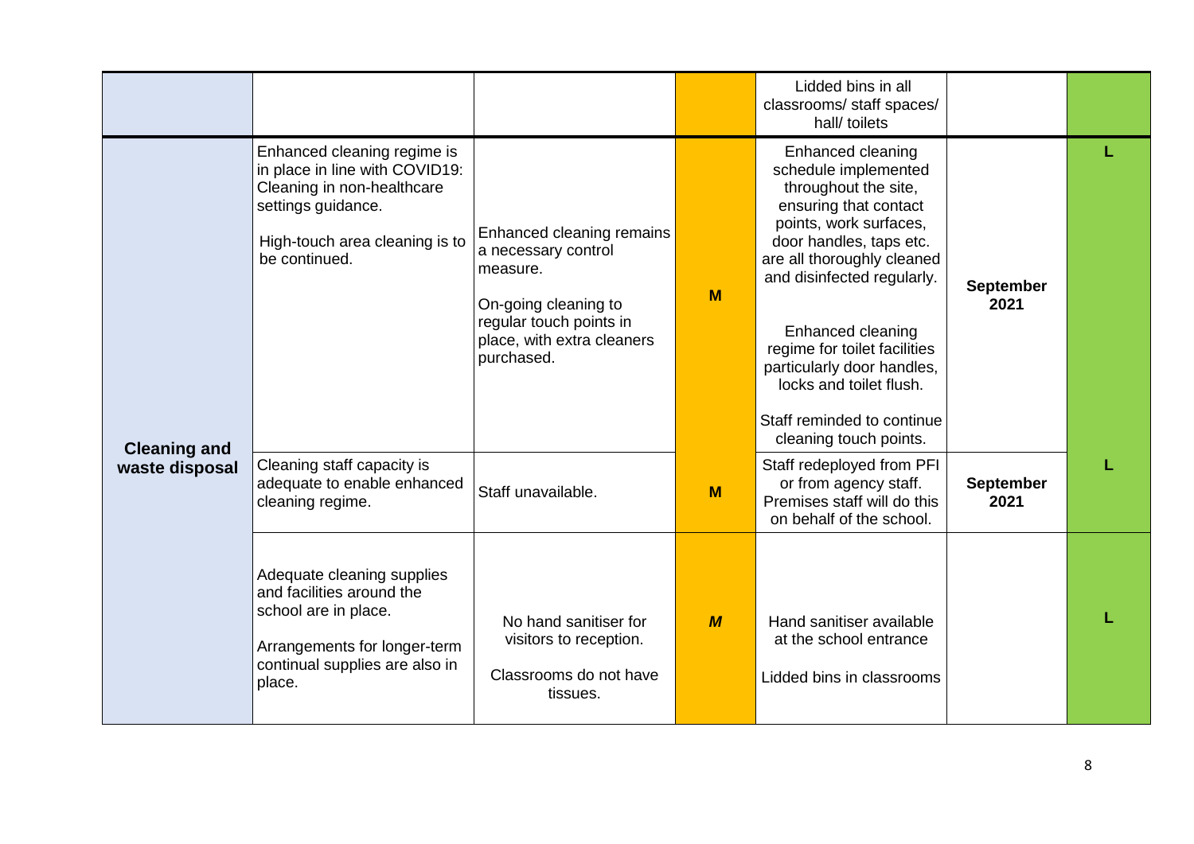| | | | | | | |
|---|---|---|---|---|---|---|
| | | | M | Lidded bins in all classrooms/ staff spaces/ hall/ toilets | | |
| **Cleaning and waste disposal** | Enhanced cleaning regime is in place in line with COVID19: Cleaning in non-healthcare settings guidance.<br><br>High-touch area cleaning is to be continued. | Enhanced cleaning remains a necessary control measure.<br><br>On-going cleaning to regular touch points in place, with extra cleaners purchased. | **M** | Enhanced cleaning schedule implemented throughout the site, ensuring that contact points, work surfaces, door handles, taps etc. are all thoroughly cleaned and disinfected regularly.<br><br>Enhanced cleaning regime for toilet facilities particularly door handles, locks and toilet flush.<br><br>Staff reminded to continue cleaning touch points. | **September 2021** | **L** |
| | Cleaning staff capacity is adequate to enable enhanced cleaning regime. | Staff unavailable. | **M** | Staff redeployed from PFI or from agency staff. Premises staff will do this on behalf of the school. | **September 2021** | **L** |
| | Adequate cleaning supplies and facilities around the school are in place.<br><br>Arrangements for longer-term continual supplies are also in place. | No hand sanitiser for visitors to reception.<br><br>Classrooms do not have tissues. | ***M*** | Hand sanitiser available at the school entrance<br><br>Lidded bins in classrooms | | **L** |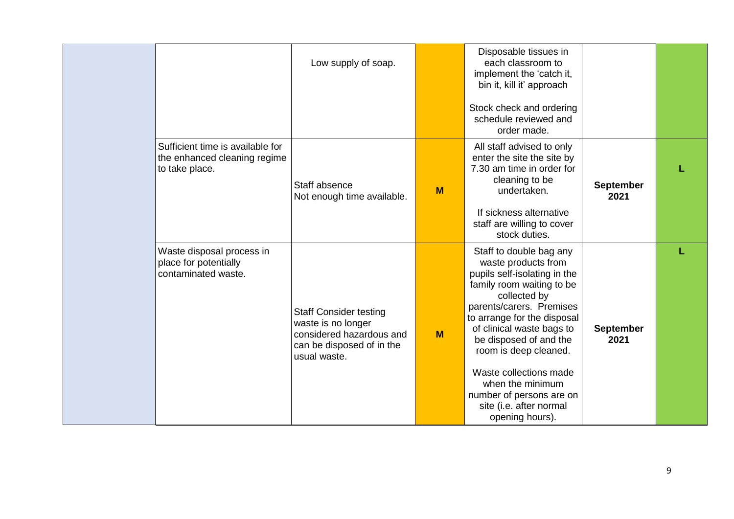| | | | | | | |
|---|---|---|---|---|---|---|
| | | Low supply of soap. | | Disposable tissues in each classroom to implement the 'catch it, bin it, kill it' approach<br><br>Stock check and ordering schedule reviewed and order made. | | |
| | Sufficient time is available for the enhanced cleaning regime to take place. | Staff absence<br>Not enough time available. | **M** | All staff advised to only enter the site the site by 7.30 am time in order for cleaning to be undertaken.<br><br>If sickness alternative staff are willing to cover stock duties. | **September 2021** | **L** |
| | Waste disposal process in place for potentially contaminated waste. | Staff Consider testing waste is no longer considered hazardous and can be disposed of in the usual waste. | **M** | Staff to double bag any waste products from pupils self-isolating in the family room waiting to be collected by parents/carers. Premises to arrange for the disposal of clinical waste bags to be disposed of and the room is deep cleaned.<br><br>Waste collections made when the minimum number of persons are on site (i.e. after normal opening hours). | **September 2021** | **L** |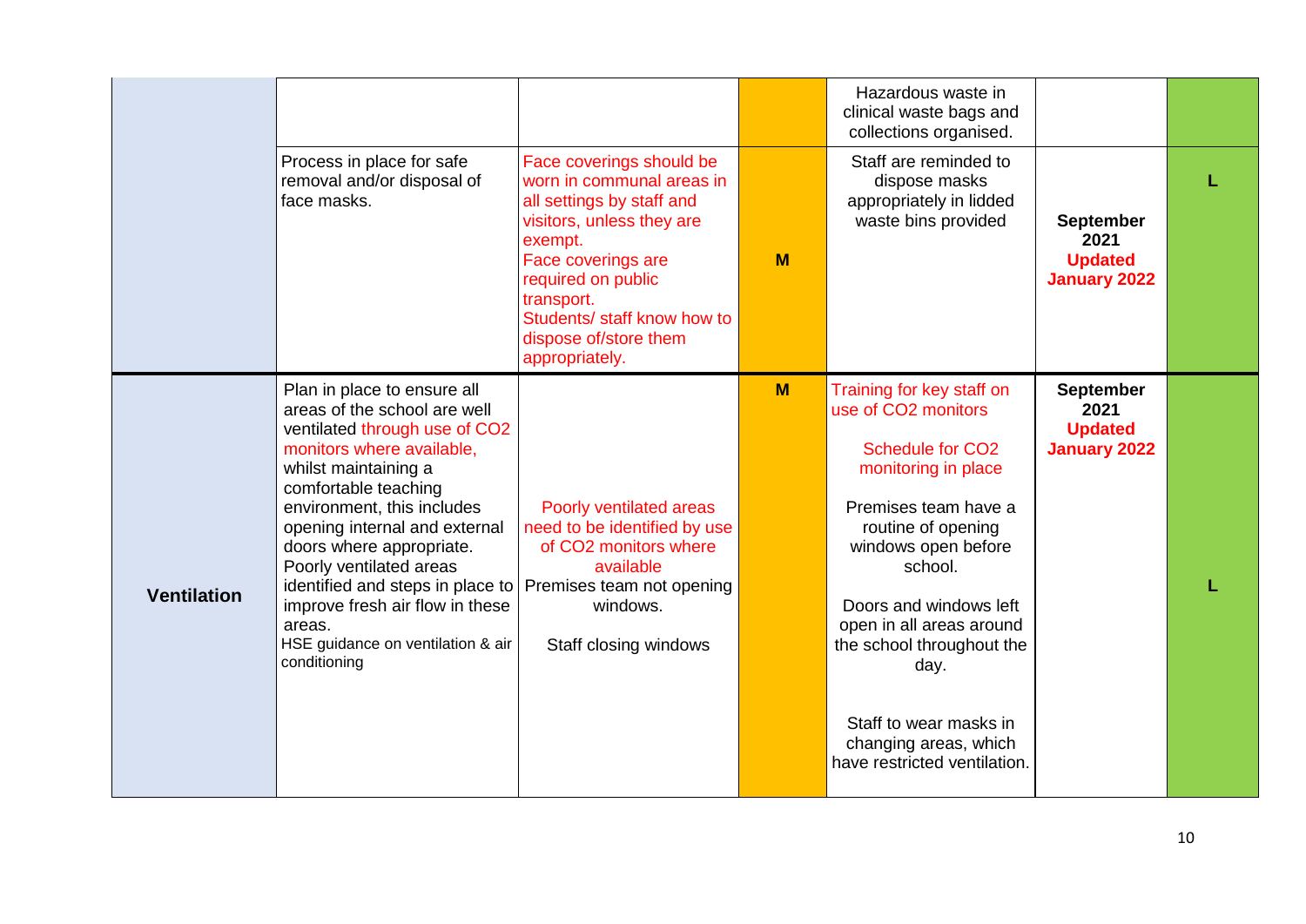| | | | | | | |
|---|---|---|---|---|---|---|
| | | | | Hazardous waste in clinical waste bags and collections organised. | | |
| | Process in place for safe removal and/or disposal of face masks. | Face coverings should be worn in communal areas in all settings by staff and visitors, unless they are exempt. Face coverings are required on public transport. Students/ staff know how to dispose of/store them appropriately. | M | Staff are reminded to dispose masks appropriately in lidded waste bins provided | **September 2021** **Updated January 2022** | **L** |
| **Ventilation** | Plan in place to ensure all areas of the school are well ventilated through use of $CO_2$ monitors where available, whilst maintaining a comfortable teaching environment, this includes opening internal and external doors where appropriate. Poorly ventilated areas identified and steps in place to improve fresh air flow in these areas. HSE guidance on ventilation & air conditioning | Poorly ventilated areas need to be identified by use of $CO_2$ monitors where available Premises team not opening windows. Staff closing windows | **M** | Training for key staff on use of $CO_2$ monitors Schedule for $CO_2$ monitoring in place Premises team have a routine of opening windows open before school. Doors and windows left open in all areas around the school throughout the day. Staff to wear masks in changing areas, which have restricted ventilation. | **September 2021** **Updated January 2022** | **L** |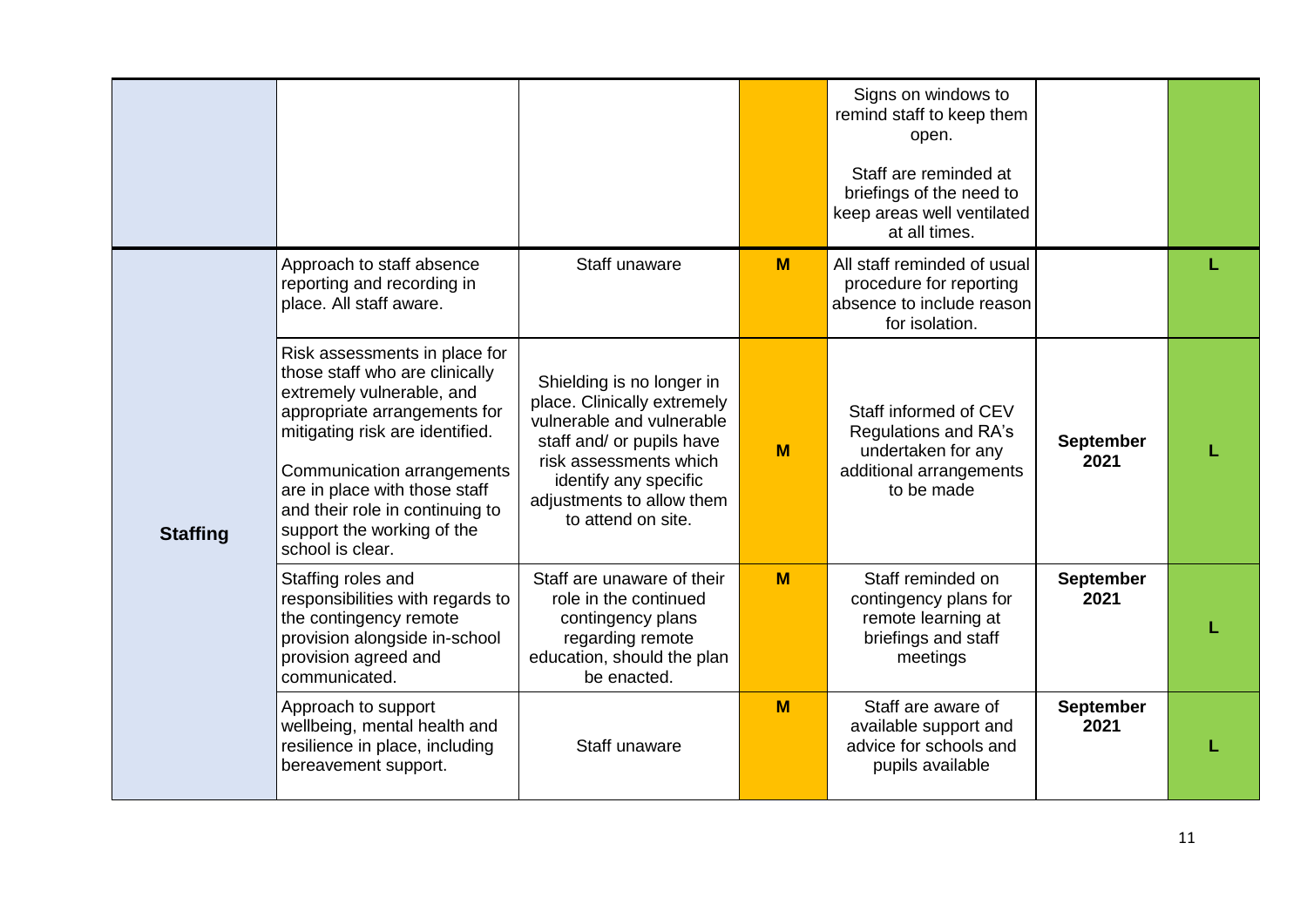| | | | | | | |
|---|---|---|---|---|---|---|
| | | | | Signs on windows to remind staff to keep them open.<br><br>Staff are reminded at briefings of the need to keep areas well ventilated at all times. | | |
| **Staffing** | Approach to staff absence reporting and recording in place. All staff aware. | Staff unaware | **M** | All staff reminded of usual procedure for reporting absence to include reason for isolation. | | **L** |
| | Risk assessments in place for those staff who are clinically extremely vulnerable, and appropriate arrangements for mitigating risk are identified.<br><br>Communication arrangements are in place with those staff and their role in continuing to support the working of the school is clear. | Shielding is no longer in place. Clinically extremely vulnerable and vulnerable staff and/ or pupils have risk assessments which identify any specific adjustments to allow them to attend on site. | **M** | Staff informed of CEV Regulations and RA's undertaken for any additional arrangements to be made | **September 2021** | **L** |
| | Staffing roles and responsibilities with regards to the contingency remote provision alongside in-school provision agreed and communicated. | Staff are unaware of their role in the continued contingency plans regarding remote education, should the plan be enacted. | **M** | Staff reminded on contingency plans for remote learning at briefings and staff meetings | **September 2021** | **L** |
| | Approach to support wellbeing, mental health and resilience in place, including bereavement support. | Staff unaware | **M** | Staff are aware of available support and advice for schools and pupils available | **September 2021** | **L** |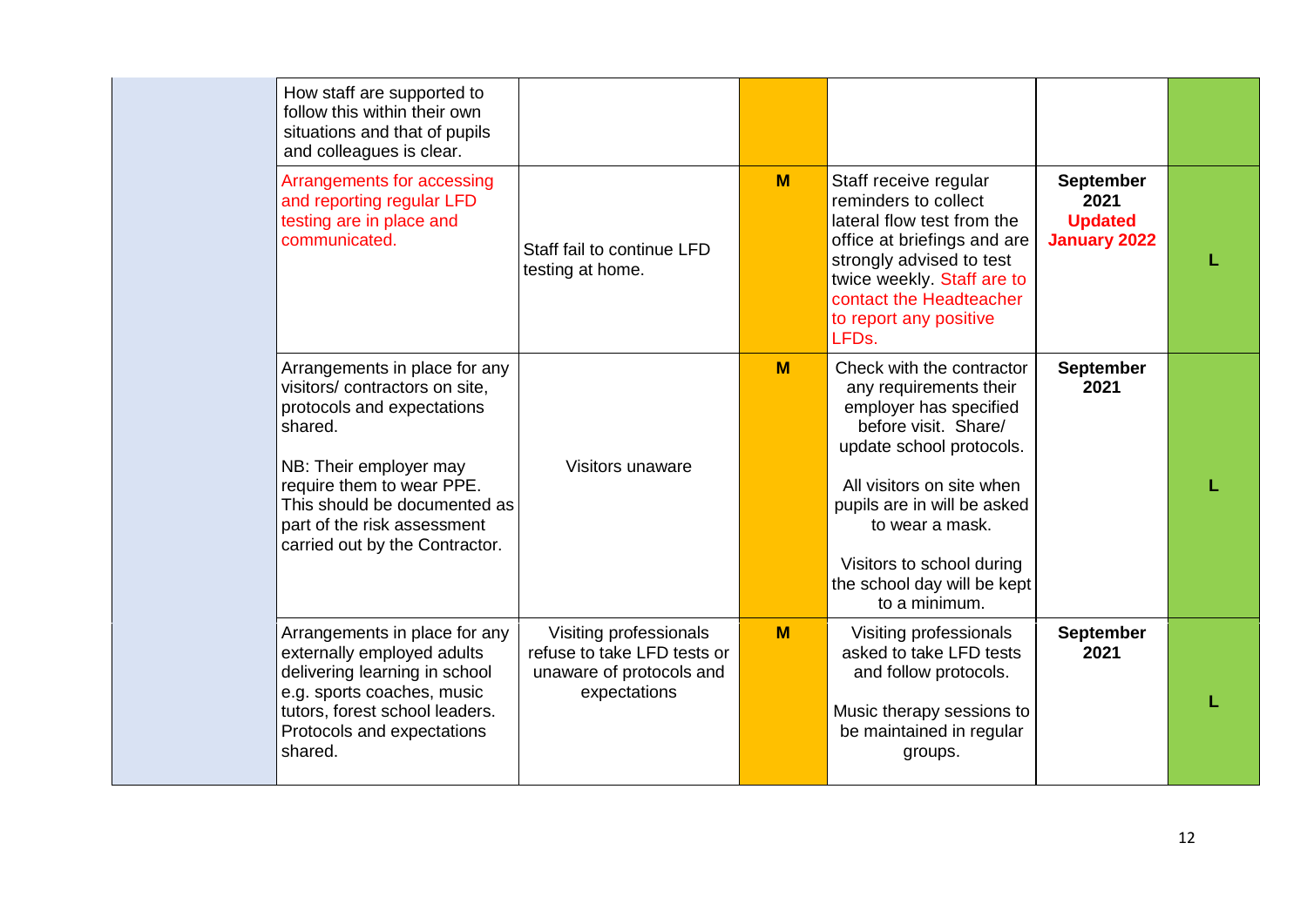| | | | | | | |
|---|---|---|---|---|---|---|
| | How staff are supported to follow this within their own situations and that of pupils and colleagues is clear. | | | | | |
| | Arrangements for accessing and reporting regular LFD testing are in place and communicated. | Staff fail to continue LFD testing at home. | **M** | Staff receive regular reminders to collect lateral flow test from the office at briefings and are strongly advised to test twice weekly. Staff are to contact the Headteacher to report any positive LFDs. | **September 2021 Updated January 2022** | **L** |
| | Arrangements in place for any visitors/ contractors on site, protocols and expectations shared.<br><br>NB: Their employer may require them to wear PPE. This should be documented as part of the risk assessment carried out by the Contractor. | Visitors unaware | **M** | Check with the contractor any requirements their employer has specified before visit. Share/ update school protocols.<br><br>All visitors on site when pupils are in will be asked to wear a mask.<br><br>Visitors to school during the school day will be kept to a minimum. | **September 2021** | **L** |
| | Arrangements in place for any externally employed adults delivering learning in school e.g. sports coaches, music tutors, forest school leaders. Protocols and expectations shared. | Visiting professionals refuse to take LFD tests or unaware of protocols and expectations | **M** | Visiting professionals asked to take LFD tests and follow protocols.<br><br>Music therapy sessions to be maintained in regular groups. | **September 2021** | **L** |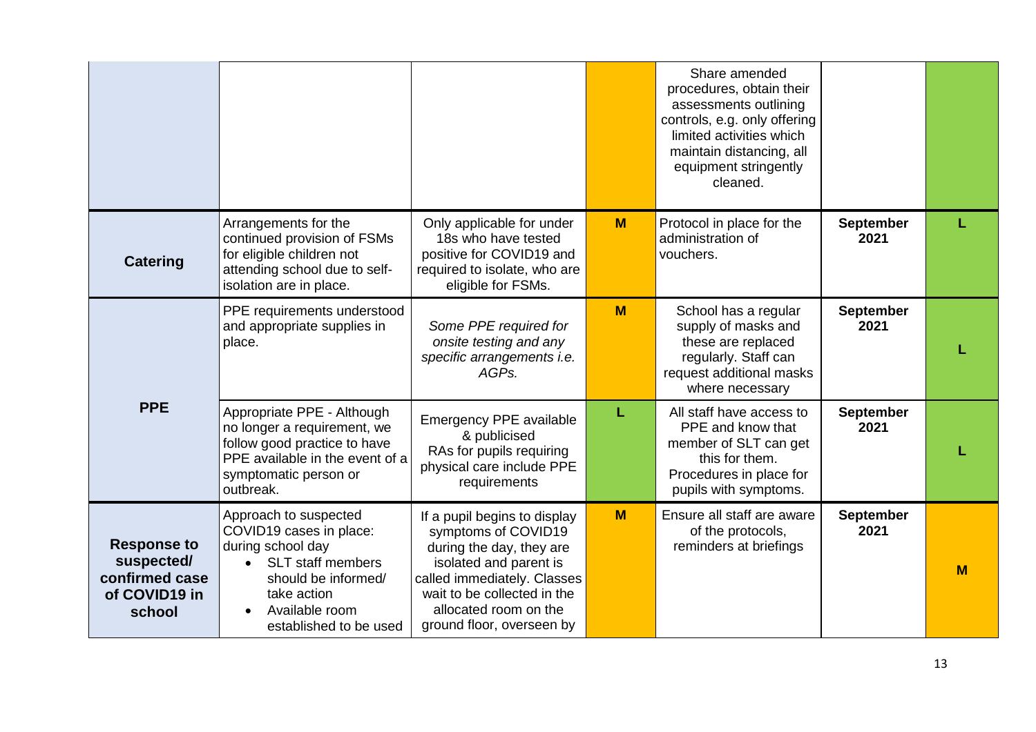| | | | | | | |
|---|---|---|---|---|---|---|
| | | | | Share amended procedures, obtain their assessments outlining controls, e.g. only offering limited activities which maintain distancing, all equipment stringently cleaned. | | |
| **Catering** | Arrangements for the continued provision of FSMs for eligible children not attending school due to self-isolation are in place. | Only applicable for under 18s who have tested positive for COVID19 and required to isolate, who are eligible for FSMs. | **M** | Protocol in place for the administration of vouchers. | **September 2021** | **L** |
| **PPE** | PPE requirements understood and appropriate supplies in place. | *Some PPE required for onsite testing and any specific arrangements i.e. AGPs.* | **M** | School has a regular supply of masks and these are replaced regularly. Staff can request additional masks where necessary | **September 2021** | **L** |
| | Appropriate PPE - Although no longer a requirement, we follow good practice to have PPE available in the event of a symptomatic person or outbreak. | Emergency PPE available & publicised<br>RAs for pupils requiring physical care include PPE requirements | **L** | All staff have access to PPE and know that member of SLT can get this for them.<br>Procedures in place for pupils with symptoms. | **September 2021** | **L** |
| **Response to suspected/ confirmed case of COVID19 in school** | Approach to suspected COVID19 cases in place: during school day<br>• SLT staff members should be informed/ take action<br>• Available room established to be used | If a pupil begins to display symptoms of COVID19 during the day, they are isolated and parent is called immediately. Classes wait to be collected in the allocated room on the ground floor, overseen by | **M** | Ensure all staff are aware of the protocols, reminders at briefings | **September 2021** | **M** |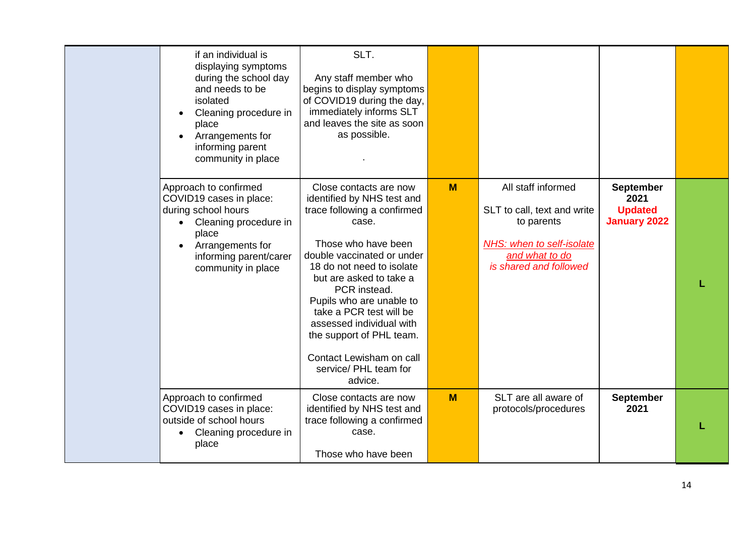| | | | | | | |
|---|---|---|---|---|---|---|
| | if an individual is displaying symptoms during the school day and needs to be isolated<br>• Cleaning procedure in place<br>• Arrangements for informing parent community in place | SLT.<br><br>Any staff member who begins to display symptoms of COVID19 during the day, immediately informs SLT and leaves the site as soon as possible.<br><br>. | | | | |
| | Approach to confirmed COVID19 cases in place: during school hours<br>• Cleaning procedure in place<br>• Arrangements for informing parent/carer community in place | Close contacts are now identified by NHS test and trace following a confirmed case.<br><br>Those who have been double vaccinated or under 18 do not need to isolate but are asked to take a PCR instead.<br>Pupils who are unable to take a PCR test will be assessed individual with the support of PHL team.<br><br>Contact Lewisham on call service/ PHL team for advice. | **M** | All staff informed<br><br>SLT to call, text and write to parents<br><br>*NHS: when to self-isolate and what to do is shared and followed* | **September 2021**<br>**Updated January 2022** | **L** |
| | Approach to confirmed COVID19 cases in place: outside of school hours<br>• Cleaning procedure in place | Close contacts are now identified by NHS test and trace following a confirmed case.<br><br>Those who have been | **M** | SLT are all aware of protocols/procedures | **September 2021** | **L** |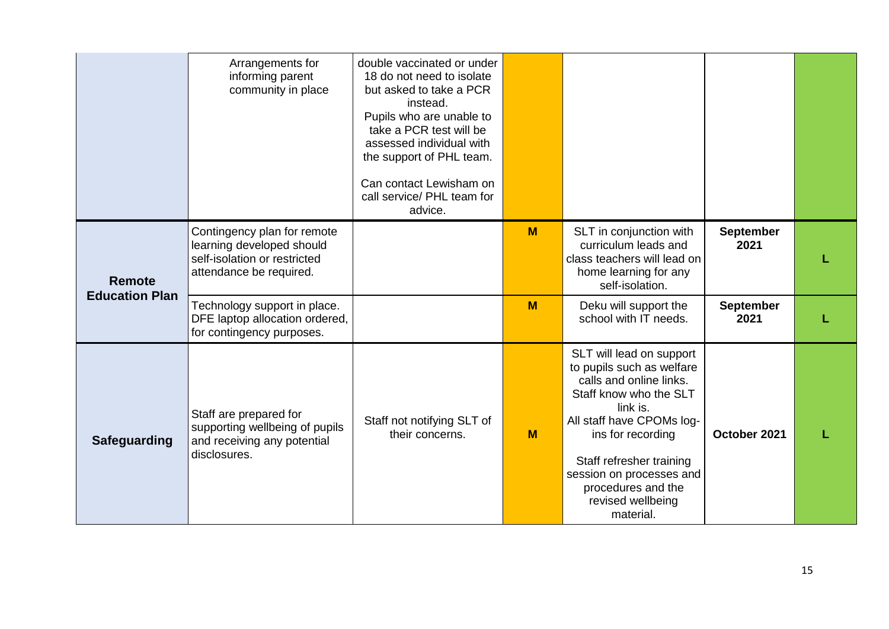| | | | | | | |
|---|---|---|---|---|---|---|
| | Arrangements for informing parent community in place | double vaccinated or under 18 do not need to isolate but asked to take a PCR instead.<br>Pupils who are unable to take a PCR test will be assessed individual with the support of PHL team.<br><br>Can contact Lewisham on call service/ PHL team for advice. | | | | |
| **Remote Education Plan** | Contingency plan for remote learning developed should self-isolation or restricted attendance be required. | | **M** | SLT in conjunction with curriculum leads and class teachers will lead on home learning for any self-isolation. | **September 2021** | **L** |
| | Technology support in place. DFE laptop allocation ordered, for contingency purposes. | | **M** | Deku will support the school with IT needs. | **September 2021** | **L** |
| **Safeguarding** | Staff are prepared for supporting wellbeing of pupils and receiving any potential disclosures. | Staff not notifying SLT of their concerns. | **M** | SLT will lead on support to pupils such as welfare calls and online links. Staff know who the SLT link is.<br>All staff have CPOMs log-ins for recording<br><br>Staff refresher training session on processes and procedures and the revised wellbeing material. | **October 2021** | **L** |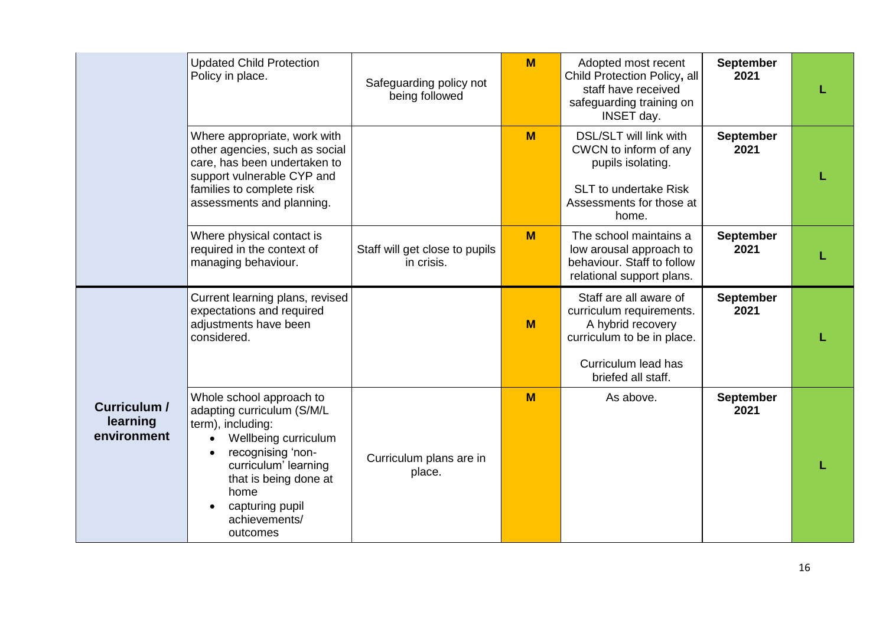| | | | | | | |
|---|---|---|---|---|---|---|
| | Updated Child Protection Policy in place. | Safeguarding policy not being followed | **M** | Adopted most recent Child Protection Policy**,** all staff have received safeguarding training on INSET day. | **September 2021** | **L** |
| | Where appropriate, work with other agencies, such as social care, has been undertaken to support vulnerable CYP and families to complete risk assessments and planning. | | **M** | DSL/SLT will link with CWCN to inform of any pupils isolating.<br><br>SLT to undertake Risk Assessments for those at home. | **September 2021** | **L** |
| | Where physical contact is required in the context of managing behaviour. | Staff will get close to pupils in crisis. | **M** | The school maintains a low arousal approach to behaviour. Staff to follow relational support plans. | **September 2021** | **L** |
| **Curriculum / learning environment** | Current learning plans, revised expectations and required adjustments have been considered. | | **M** | Staff are all aware of curriculum requirements. A hybrid recovery curriculum to be in place.<br><br>Curriculum lead has briefed all staff. | **September 2021** | **L** |
| | Whole school approach to adapting curriculum (S/M/L term), including:<br>• Wellbeing curriculum<br>• recognising 'non-curriculum' learning that is being done at home<br>• capturing pupil achievements/ outcomes | Curriculum plans are in place. | **M** | As above. | **September 2021** | **L** |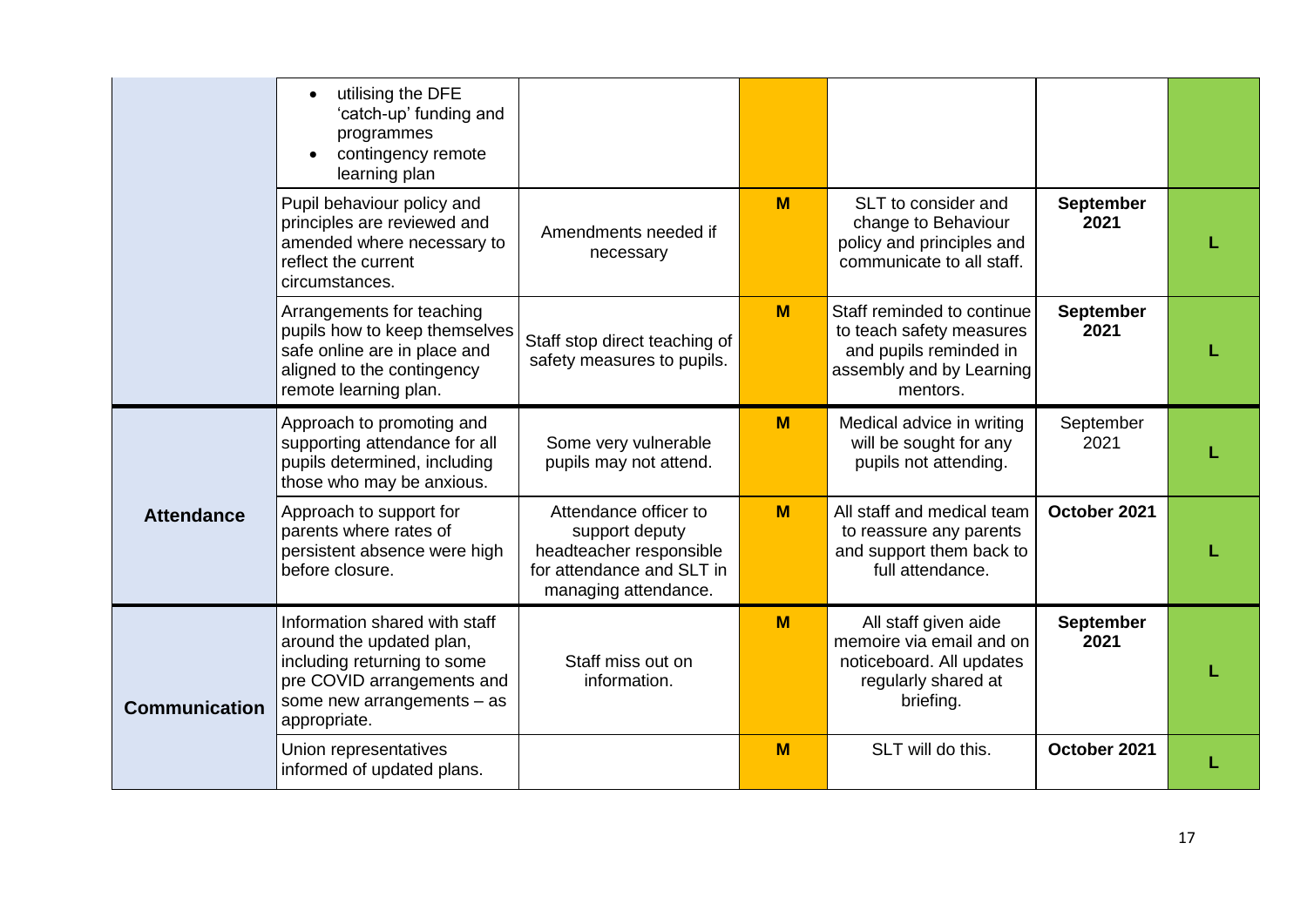| | | | | | | |
|---|---|---|---|---|---|---|
| | • utilising the DFE 'catch-up' funding and programmes<br>• contingency remote learning plan | | | | | |
| | Pupil behaviour policy and principles are reviewed and amended where necessary to reflect the current circumstances. | Amendments needed if necessary | **M** | SLT to consider and change to Behaviour policy and principles and communicate to all staff. | **September 2021** | **L** |
| | Arrangements for teaching pupils how to keep themselves safe online are in place and aligned to the contingency remote learning plan. | Staff stop direct teaching of safety measures to pupils. | **M** | Staff reminded to continue to teach safety measures and pupils reminded in assembly and by Learning mentors. | **September 2021** | **L** |
| **Attendance** | Approach to promoting and supporting attendance for all pupils determined, including those who may be anxious. | Some very vulnerable pupils may not attend. | **M** | Medical advice in writing will be sought for any pupils not attending. | September 2021 | **L** |
| | Approach to support for parents where rates of persistent absence were high before closure. | Attendance officer to support deputy headteacher responsible for attendance and SLT in managing attendance. | **M** | All staff and medical team to reassure any parents and support them back to full attendance. | **October 2021** | **L** |
| **Communication** | Information shared with staff around the updated plan, including returning to some pre COVID arrangements and some new arrangements – as appropriate. | Staff miss out on information. | **M** | All staff given aide memoire via email and on noticeboard. All updates regularly shared at briefing. | **September 2021** | **L** |
| | Union representatives informed of updated plans. | | **M** | SLT will do this. | **October 2021** | **L** |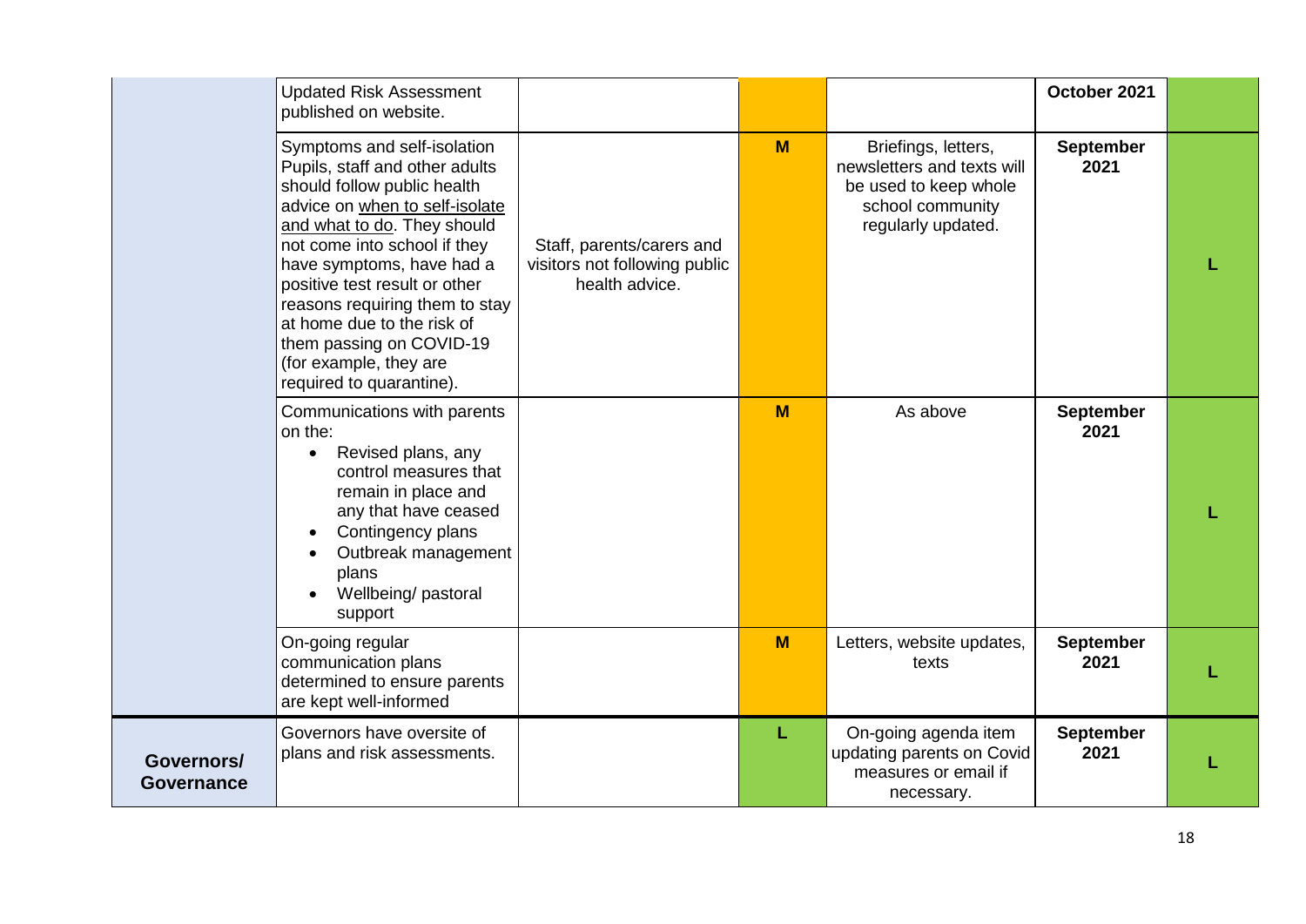| | | | | | | |
|---|---|---|---|---|---|---|
| | Updated Risk Assessment published on website. | | | | **October 2021** | |
| | Symptoms and self-isolation Pupils, staff and other adults should follow public health advice on when to self-isolate and what to do. They should not come into school if they have symptoms, have had a positive test result or other reasons requiring them to stay at home due to the risk of them passing on COVID-19 (for example, they are required to quarantine). | Staff, parents/carers and visitors not following public health advice. | **M** | Briefings, letters, newsletters and texts will be used to keep whole school community regularly updated. | **September 2021** | **L** |
| | Communications with parents on the:<br>• Revised plans, any control measures that remain in place and any that have ceased<br>• Contingency plans<br>• Outbreak management plans<br>• Wellbeing/ pastoral support | | **M** | As above | **September 2021** | **L** |
| | On-going regular communication plans determined to ensure parents are kept well-informed | | **M** | Letters, website updates, texts | **September 2021** | **L** |
| **Governors/ Governance** | Governors have oversite of plans and risk assessments. | | **L** | On-going agenda item updating parents on Covid measures or email if necessary. | **September 2021** | **L** |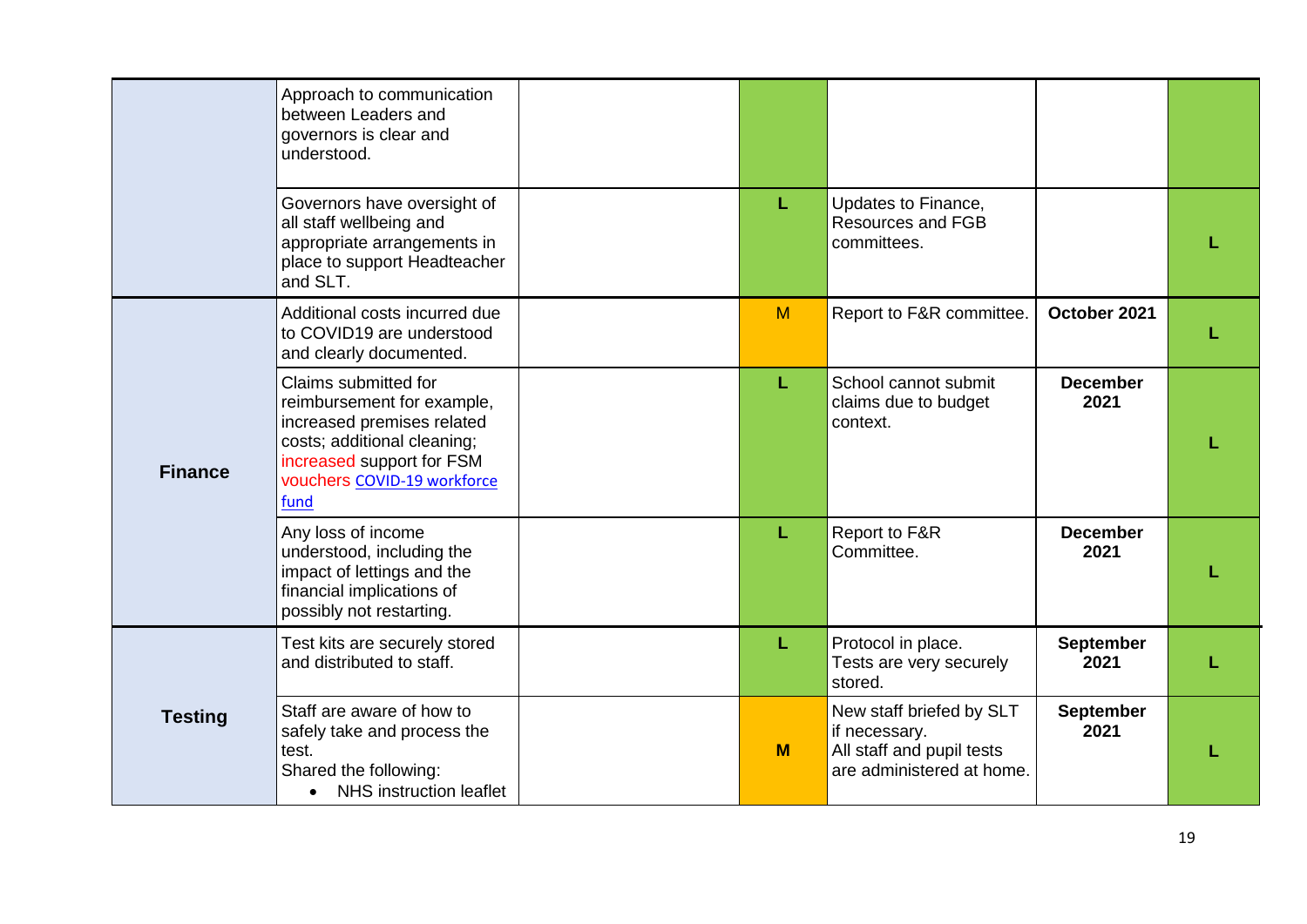| | | | | | | |
|---|---|---|---|---|---|---|
| | Approach to communication between Leaders and governors is clear and understood. | | | | | |
| | Governors have oversight of all staff wellbeing and appropriate arrangements in place to support Headteacher and SLT. | | L | Updates to Finance, Resources and FGB committees. | | L |
| **Finance** | Additional costs incurred due to COVID19 are understood and clearly documented. | | M | Report to F&R committee. | **October 2021** | L |
| | Claims submitted for reimbursement for example, increased premises related costs; additional cleaning; increased support for FSM vouchers COVID-19 workforce fund | | L | School cannot submit claims due to budget context. | **December 2021** | L |
| | Any loss of income understood, including the impact of lettings and the financial implications of possibly not restarting. | | L | Report to F&R Committee. | **December 2021** | L |
| **Testing** | Test kits are securely stored and distributed to staff. | | L | Protocol in place. Tests are very securely stored. | **September 2021** | L |
| | Staff are aware of how to safely take and process the test. Shared the following: <br>• NHS instruction leaflet | | **M** | New staff briefed by SLT if necessary. All staff and pupil tests are administered at home. | **September 2021** | L |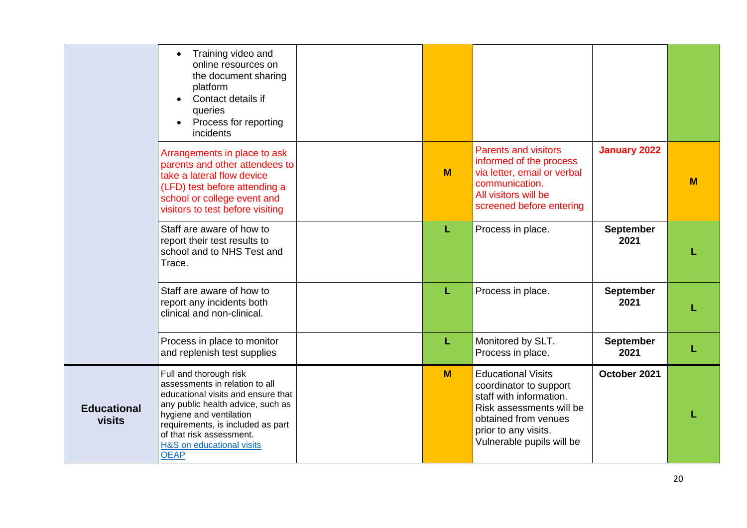| | | | | | | |
|---|---|---|---|---|---|---|
| | • Training video and online resources on the document sharing platform<br>• Contact details if queries<br>• Process for reporting incidents | | | | | |
| | Arrangements in place to ask parents and other attendees to take a lateral flow device (LFD) test before attending a school or college event and visitors to test before visiting | | **M** | Parents and visitors informed of the process via letter, email or verbal communication.<br>All visitors will be screened before entering | **January 2022** | **M** |
| | Staff are aware of how to report their test results to school and to NHS Test and Trace. | | **L** | Process in place. | **September 2021** | **L** |
| | Staff are aware of how to report any incidents both clinical and non-clinical. | | **L** | Process in place. | **September 2021** | **L** |
| | Process in place to monitor and replenish test supplies | | **L** | Monitored by SLT.<br>Process in place. | **September 2021** | **L** |
| **Educational visits** | Full and thorough risk assessments in relation to all educational visits and ensure that any public health advice, such as hygiene and ventilation requirements, is included as part of that risk assessment.<br>[H&S on educational visits]<br>[OEAP] | | **M** | Educational Visits coordinator to support staff with information.<br>Risk assessments will be obtained from venues prior to any visits.<br>Vulnerable pupils will be | **October 2021** | **L** |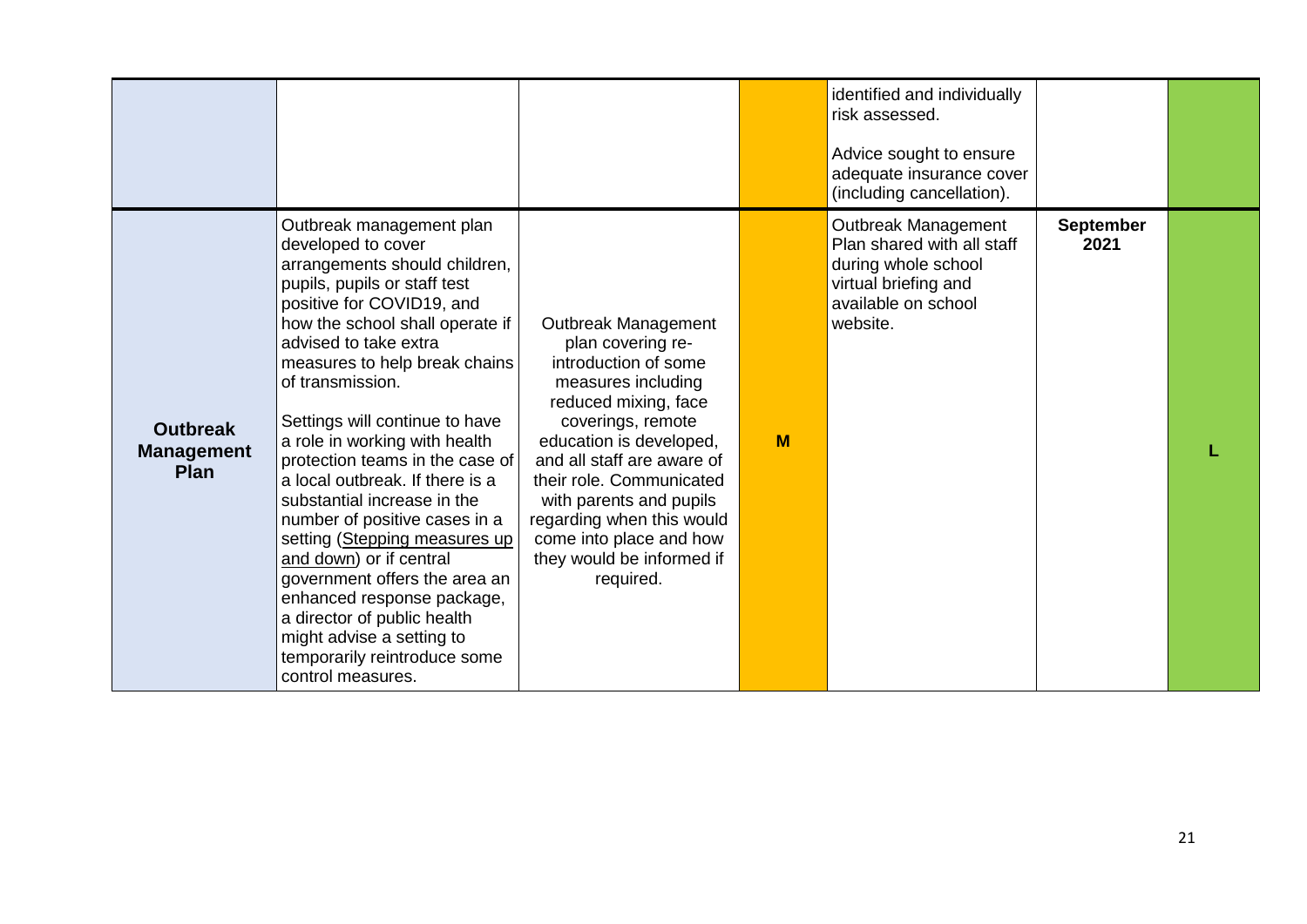| | | | | | | |
|---|---|---|---|---|---|---|
| | | | | identified and individually risk assessed.<br><br>Advice sought to ensure adequate insurance cover (including cancellation). | | |
| **Outbreak Management Plan** | Outbreak management plan developed to cover arrangements should children, pupils, pupils or staff test positive for COVID19, and how the school shall operate if advised to take extra measures to help break chains of transmission.<br><br>Settings will continue to have a role in working with health protection teams in the case of a local outbreak. If there is a substantial increase in the number of positive cases in a setting (Stepping measures up and down) or if central government offers the area an enhanced response package, a director of public health might advise a setting to temporarily reintroduce some control measures. | Outbreak Management plan covering re-introduction of some measures including reduced mixing, face coverings, remote education is developed, and all staff are aware of their role. Communicated with parents and pupils regarding when this would come into place and how they would be informed if required. | **M** | Outbreak Management Plan shared with all staff during whole school virtual briefing and available on school website. | **September 2021** | **L** |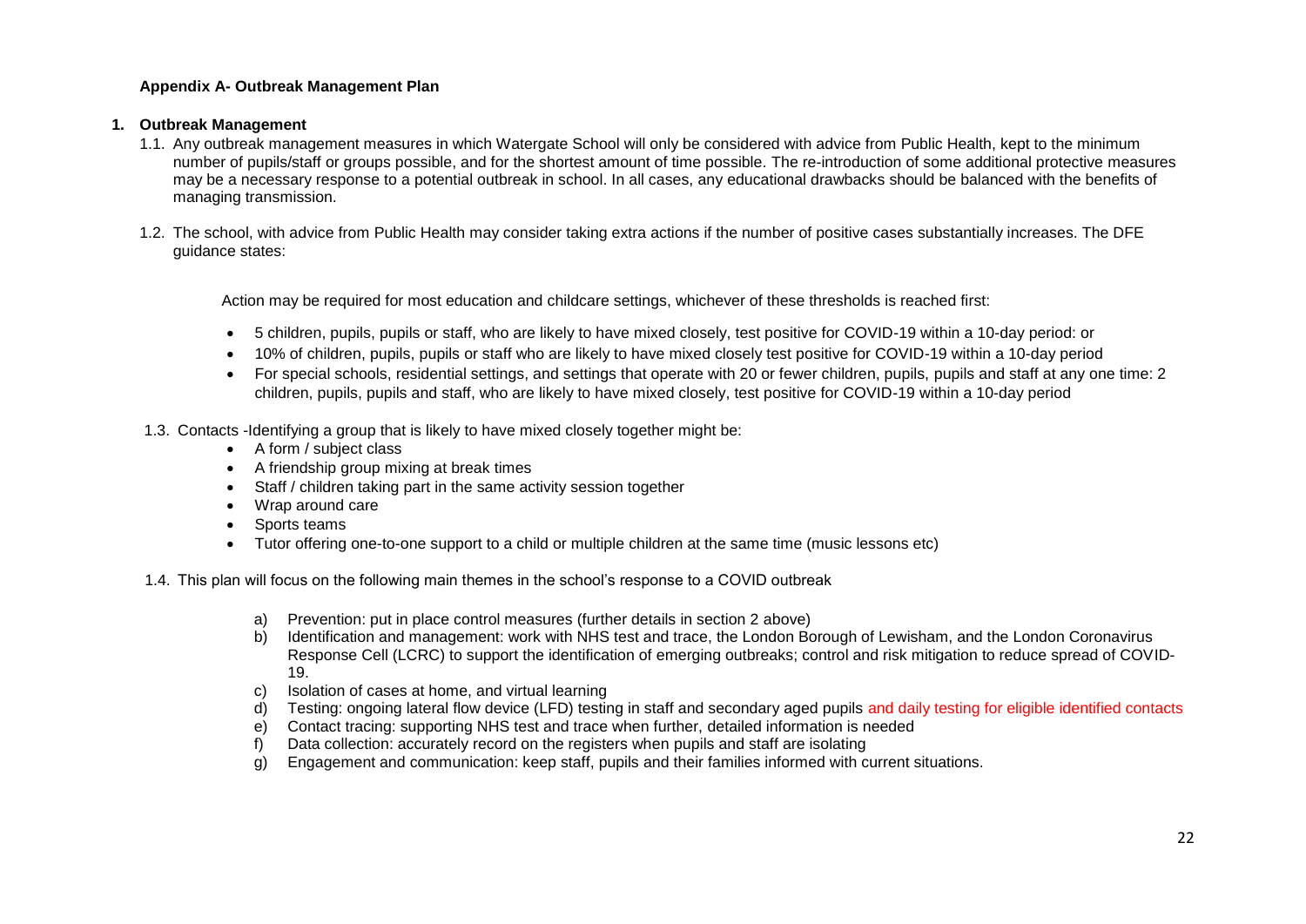### Appendix A- Outbreak Management Plan

1. **Outbreak Management**

1.1. Any outbreak management measures in which Watergate School will only be considered with advice from Public Health, kept to the minimum number of pupils/staff or groups possible, and for the shortest amount of time possible. The re-introduction of some additional protective measures may be a necessary response to a potential outbreak in school. In all cases, any educational drawbacks should be balanced with the benefits of managing transmission.

1.2. The school, with advice from Public Health may consider taking extra actions if the number of positive cases substantially increases. The DFE guidance states:

> Action may be required for most education and childcare settings, whichever of these thresholds is reached first:
>
> - 5 children, pupils, pupils or staff, who are likely to have mixed closely, test positive for COVID-19 within a 10-day period: or
> - 10% of children, pupils, pupils or staff who are likely to have mixed closely test positive for COVID-19 within a 10-day period
> - For special schools, residential settings, and settings that operate with 20 or fewer children, pupils, pupils and staff at any one time: 2 children, pupils, pupils and staff, who are likely to have mixed closely, test positive for COVID-19 within a 10-day period

1.3. Contacts -Identifying a group that is likely to have mixed closely together might be:

- A form / subject class
- A friendship group mixing at break times
- Staff / children taking part in the same activity session together
- Wrap around care
- Sports teams
- Tutor offering one-to-one support to a child or multiple children at the same time (music lessons etc)

1.4. This plan will focus on the following main themes in the school's response to a COVID outbreak

a) Prevention: put in place control measures (further details in section 2 above)
b) Identification and management: work with NHS test and trace, the London Borough of Lewisham, and the London Coronavirus Response Cell (LCRC) to support the identification of emerging outbreaks; control and risk mitigation to reduce spread of COVID-19.
c) Isolation of cases at home, and virtual learning
d) Testing: ongoing lateral flow device (LFD) testing in staff and secondary aged pupils and daily testing for eligible identified contacts
e) Contact tracing: supporting NHS test and trace when further, detailed information is needed
f) Data collection: accurately record on the registers when pupils and staff are isolating
g) Engagement and communication: keep staff, pupils and their families informed with current situations.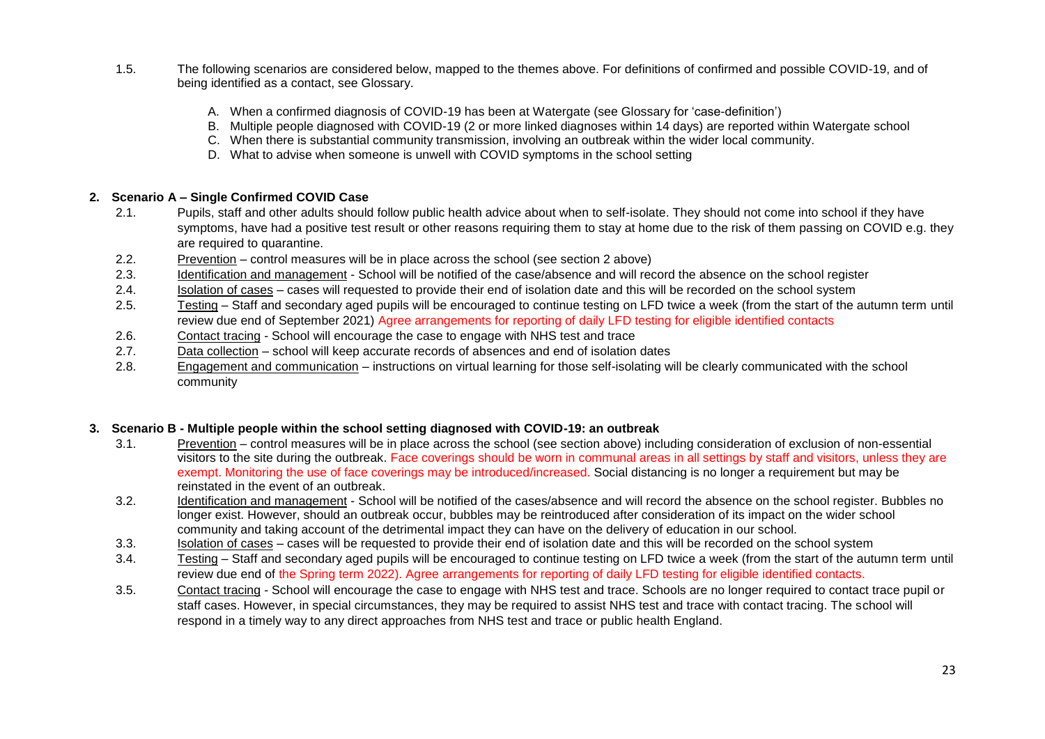1.5. The following scenarios are considered below, mapped to the themes above. For definitions of confirmed and possible COVID-19, and of being identified as a contact, see Glossary.

A. When a confirmed diagnosis of COVID-19 has been at Watergate (see Glossary for 'case-definition')
B. Multiple people diagnosed with COVID-19 (2 or more linked diagnoses within 14 days) are reported within Watergate school
C. When there is substantial community transmission, involving an outbreak within the wider local community.
D. What to advise when someone is unwell with COVID symptoms in the school setting

## 2. Scenario A – Single Confirmed COVID Case

2.1. Pupils, staff and other adults should follow public health advice about when to self-isolate. They should not come into school if they have symptoms, have had a positive test result or other reasons requiring them to stay at home due to the risk of them passing on COVID e.g. they are required to quarantine.

2.2. Prevention – control measures will be in place across the school (see section 2 above)

2.3. Identification and management - School will be notified of the case/absence and will record the absence on the school register

2.4. Isolation of cases – cases will requested to provide their end of isolation date and this will be recorded on the school system

2.5. Testing – Staff and secondary aged pupils will be encouraged to continue testing on LFD twice a week (from the start of the autumn term until review due end of September 2021) Agree arrangements for reporting of daily LFD testing for eligible identified contacts

2.6. Contact tracing - School will encourage the case to engage with NHS test and trace

2.7. Data collection – school will keep accurate records of absences and end of isolation dates

2.8. Engagement and communication – instructions on virtual learning for those self-isolating will be clearly communicated with the school community

## 3. Scenario B - Multiple people within the school setting diagnosed with COVID-19: an outbreak

3.1. Prevention – control measures will be in place across the school (see section above) including consideration of exclusion of non-essential visitors to the site during the outbreak. Face coverings should be worn in communal areas in all settings by staff and visitors, unless they are exempt. Monitoring the use of face coverings may be introduced/increased. Social distancing is no longer a requirement but may be reinstated in the event of an outbreak.

3.2. Identification and management - School will be notified of the cases/absence and will record the absence on the school register. Bubbles no longer exist. However, should an outbreak occur, bubbles may be reintroduced after consideration of its impact on the wider school community and taking account of the detrimental impact they can have on the delivery of education in our school.

3.3. Isolation of cases – cases will be requested to provide their end of isolation date and this will be recorded on the school system

3.4. Testing – Staff and secondary aged pupils will be encouraged to continue testing on LFD twice a week (from the start of the autumn term until review due end of the Spring term 2022). Agree arrangements for reporting of daily LFD testing for eligible identified contacts.

3.5. Contact tracing - School will encourage the case to engage with NHS test and trace. Schools are no longer required to contact trace pupil or staff cases. However, in special circumstances, they may be required to assist NHS test and trace with contact tracing. The school will respond in a timely way to any direct approaches from NHS test and trace or public health England.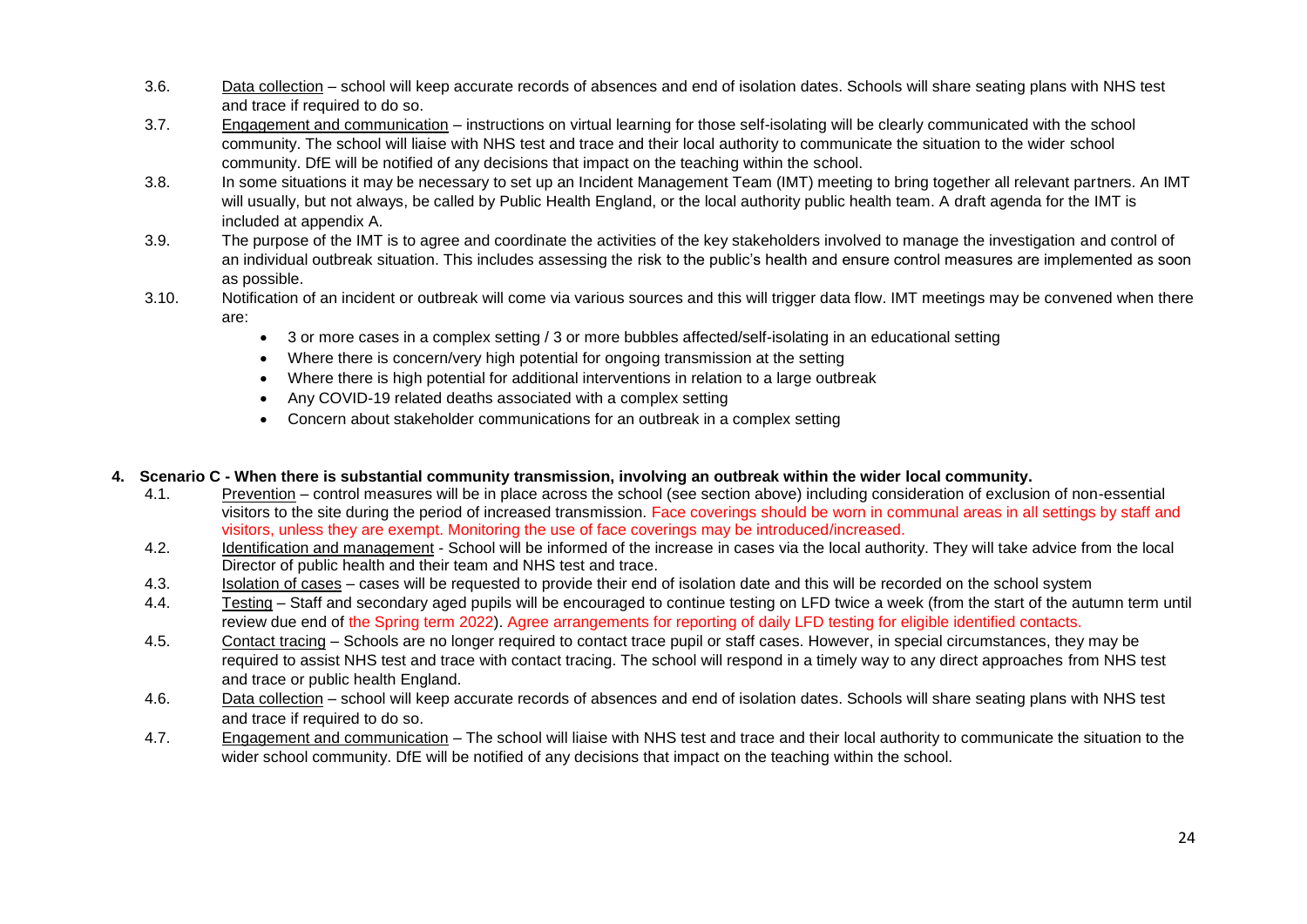3.6. Data collection – school will keep accurate records of absences and end of isolation dates. Schools will share seating plans with NHS test and trace if required to do so.

3.7. Engagement and communication – instructions on virtual learning for those self-isolating will be clearly communicated with the school community. The school will liaise with NHS test and trace and their local authority to communicate the situation to the wider school community. DfE will be notified of any decisions that impact on the teaching within the school.

3.8. In some situations it may be necessary to set up an Incident Management Team (IMT) meeting to bring together all relevant partners. An IMT will usually, but not always, be called by Public Health England, or the local authority public health team. A draft agenda for the IMT is included at appendix A.

3.9. The purpose of the IMT is to agree and coordinate the activities of the key stakeholders involved to manage the investigation and control of an individual outbreak situation. This includes assessing the risk to the public's health and ensure control measures are implemented as soon as possible.

3.10. Notification of an incident or outbreak will come via various sources and this will trigger data flow. IMT meetings may be convened when there are:

- 3 or more cases in a complex setting / 3 or more bubbles affected/self-isolating in an educational setting
- Where there is concern/very high potential for ongoing transmission at the setting
- Where there is high potential for additional interventions in relation to a large outbreak
- Any COVID-19 related deaths associated with a complex setting
- Concern about stakeholder communications for an outbreak in a complex setting

## 4. Scenario C - When there is substantial community transmission, involving an outbreak within the wider local community.

4.1. Prevention – control measures will be in place across the school (see section above) including consideration of exclusion of non-essential visitors to the site during the period of increased transmission. Face coverings should be worn in communal areas in all settings by staff and visitors, unless they are exempt. Monitoring the use of face coverings may be introduced/increased.

4.2. Identification and management - School will be informed of the increase in cases via the local authority. They will take advice from the local Director of public health and their team and NHS test and trace.

4.3. Isolation of cases – cases will be requested to provide their end of isolation date and this will be recorded on the school system

4.4. Testing – Staff and secondary aged pupils will be encouraged to continue testing on LFD twice a week (from the start of the autumn term until review due end of the Spring term 2022). Agree arrangements for reporting of daily LFD testing for eligible identified contacts.

4.5. Contact tracing – Schools are no longer required to contact trace pupil or staff cases. However, in special circumstances, they may be required to assist NHS test and trace with contact tracing. The school will respond in a timely way to any direct approaches from NHS test and trace or public health England.

4.6. Data collection – school will keep accurate records of absences and end of isolation dates. Schools will share seating plans with NHS test and trace if required to do so.

4.7. Engagement and communication – The school will liaise with NHS test and trace and their local authority to communicate the situation to the wider school community. DfE will be notified of any decisions that impact on the teaching within the school.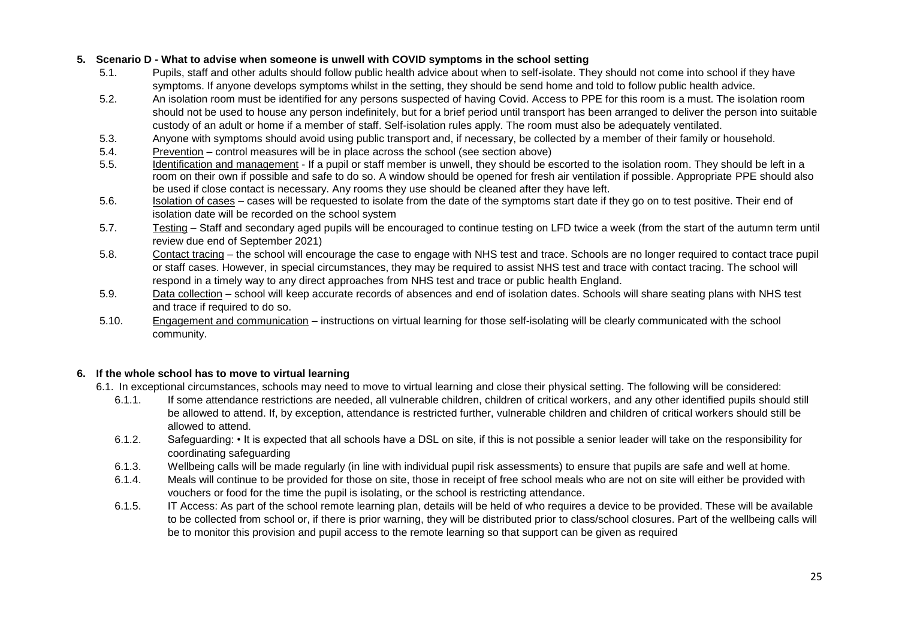## 5. Scenario D - What to advise when someone is unwell with COVID symptoms in the school setting

5.1. Pupils, staff and other adults should follow public health advice about when to self-isolate. They should not come into school if they have symptoms. If anyone develops symptoms whilst in the setting, they should be send home and told to follow public health advice.

5.2. An isolation room must be identified for any persons suspected of having Covid. Access to PPE for this room is a must. The isolation room should not be used to house any person indefinitely, but for a brief period until transport has been arranged to deliver the person into suitable custody of an adult or home if a member of staff. Self-isolation rules apply. The room must also be adequately ventilated.

5.3. Anyone with symptoms should avoid using public transport and, if necessary, be collected by a member of their family or household.

5.4. Prevention – control measures will be in place across the school (see section above)

5.5. Identification and management - If a pupil or staff member is unwell, they should be escorted to the isolation room. They should be left in a room on their own if possible and safe to do so. A window should be opened for fresh air ventilation if possible. Appropriate PPE should also be used if close contact is necessary. Any rooms they use should be cleaned after they have left.

5.6. Isolation of cases – cases will be requested to isolate from the date of the symptoms start date if they go on to test positive. Their end of isolation date will be recorded on the school system

5.7. Testing – Staff and secondary aged pupils will be encouraged to continue testing on LFD twice a week (from the start of the autumn term until review due end of September 2021)

5.8. Contact tracing – the school will encourage the case to engage with NHS test and trace. Schools are no longer required to contact trace pupil or staff cases. However, in special circumstances, they may be required to assist NHS test and trace with contact tracing. The school will respond in a timely way to any direct approaches from NHS test and trace or public health England.

5.9. Data collection – school will keep accurate records of absences and end of isolation dates. Schools will share seating plans with NHS test and trace if required to do so.

5.10. Engagement and communication – instructions on virtual learning for those self-isolating will be clearly communicated with the school community.

## 6. If the whole school has to move to virtual learning

6.1. In exceptional circumstances, schools may need to move to virtual learning and close their physical setting. The following will be considered:

6.1.1. If some attendance restrictions are needed, all vulnerable children, children of critical workers, and any other identified pupils should still be allowed to attend. If, by exception, attendance is restricted further, vulnerable children and children of critical workers should still be allowed to attend.

6.1.2. Safeguarding: • It is expected that all schools have a DSL on site, if this is not possible a senior leader will take on the responsibility for coordinating safeguarding

6.1.3. Wellbeing calls will be made regularly (in line with individual pupil risk assessments) to ensure that pupils are safe and well at home.

6.1.4. Meals will continue to be provided for those on site, those in receipt of free school meals who are not on site will either be provided with vouchers or food for the time the pupil is isolating, or the school is restricting attendance.

6.1.5. IT Access: As part of the school remote learning plan, details will be held of who requires a device to be provided. These will be available to be collected from school or, if there is prior warning, they will be distributed prior to class/school closures. Part of the wellbeing calls will be to monitor this provision and pupil access to the remote learning so that support can be given as required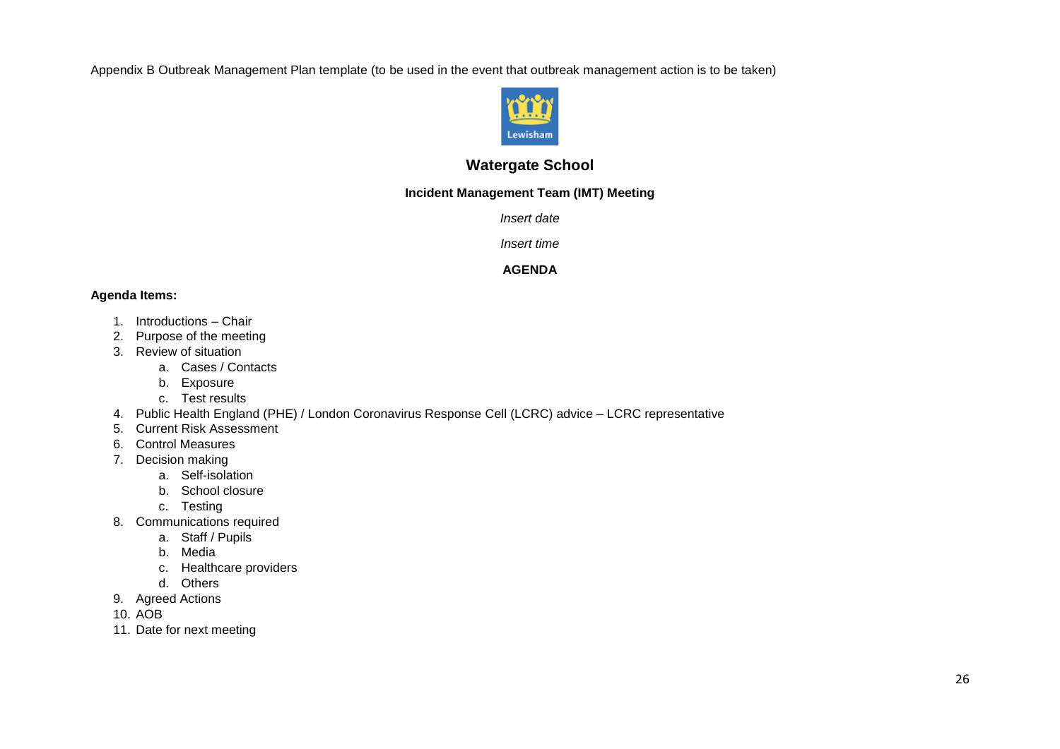Appendix B Outbreak Management Plan template (to be used in the event that outbreak management action is to be taken)

# Watergate School

## Incident Management Team (IMT) Meeting

*Insert date*

*Insert time*

**AGENDA**

**Agenda Items:**

1. Introductions – Chair
2. Purpose of the meeting
3. Review of situation
    a. Cases / Contacts
    b. Exposure
    c. Test results
4. Public Health England (PHE) / London Coronavirus Response Cell (LCRC) advice – LCRC representative
5. Current Risk Assessment
6. Control Measures
7. Decision making
    a. Self-isolation
    b. School closure
    c. Testing
8. Communications required
    a. Staff / Pupils
    b. Media
    c. Healthcare providers
    d. Others
9. Agreed Actions
10. AOB
11. Date for next meeting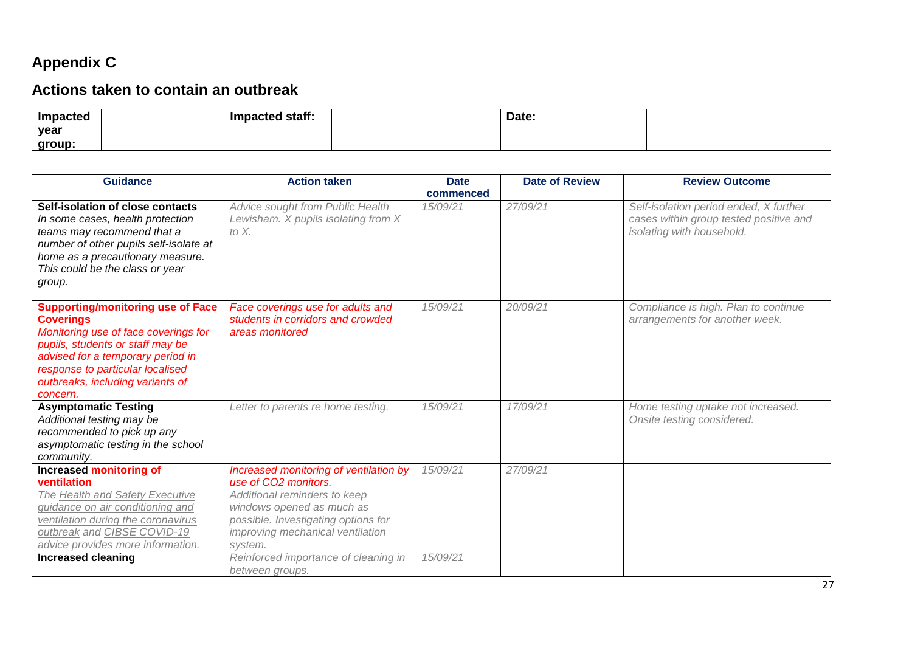# Appendix C

## Actions taken to contain an outbreak

| **Impacted year group:** | | **Impacted staff:** | | **Date:** | |
|---|---|---|---|---|---|

| Guidance | Action taken | Date commenced | Date of Review | Review Outcome |
|---|---|---|---|---|
| **Self-isolation of close contacts** *In some cases, health protection teams may recommend that a number of other pupils self-isolate at home as a precautionary measure. This could be the class or year group.* | *Advice sought from Public Health Lewisham. X pupils isolating from X to X.* | *15/09/21* | *27/09/21* | *Self-isolation period ended, X further cases within group tested positive and isolating with household.* |
| **Supporting/monitoring use of Face Coverings** *Monitoring use of face coverings for pupils, students or staff may be advised for a temporary period in response to particular localised outbreaks, including variants of concern.* | *Face coverings use for adults and students in corridors and crowded areas monitored* | *15/09/21* | *20/09/21* | *Compliance is high. Plan to continue arrangements for another week.* |
| **Asymptomatic Testing** *Additional testing may be recommended to pick up any asymptomatic testing in the school community.* | *Letter to parents re home testing.* | *15/09/21* | *17/09/21* | *Home testing uptake not increased. Onsite testing considered.* |
| **Increased monitoring of ventilation** *The Health and Safety Executive guidance on air conditioning and ventilation during the coronavirus outbreak and CIBSE COVID-19 advice provides more information.* | *Increased monitoring of ventilation by use of $CO_2$ monitors. Additional reminders to keep windows opened as much as possible. Investigating options for improving mechanical ventilation system.* | *15/09/21* | *27/09/21* | |
| **Increased cleaning** | *Reinforced importance of cleaning in between groups.* | *15/09/21* | | |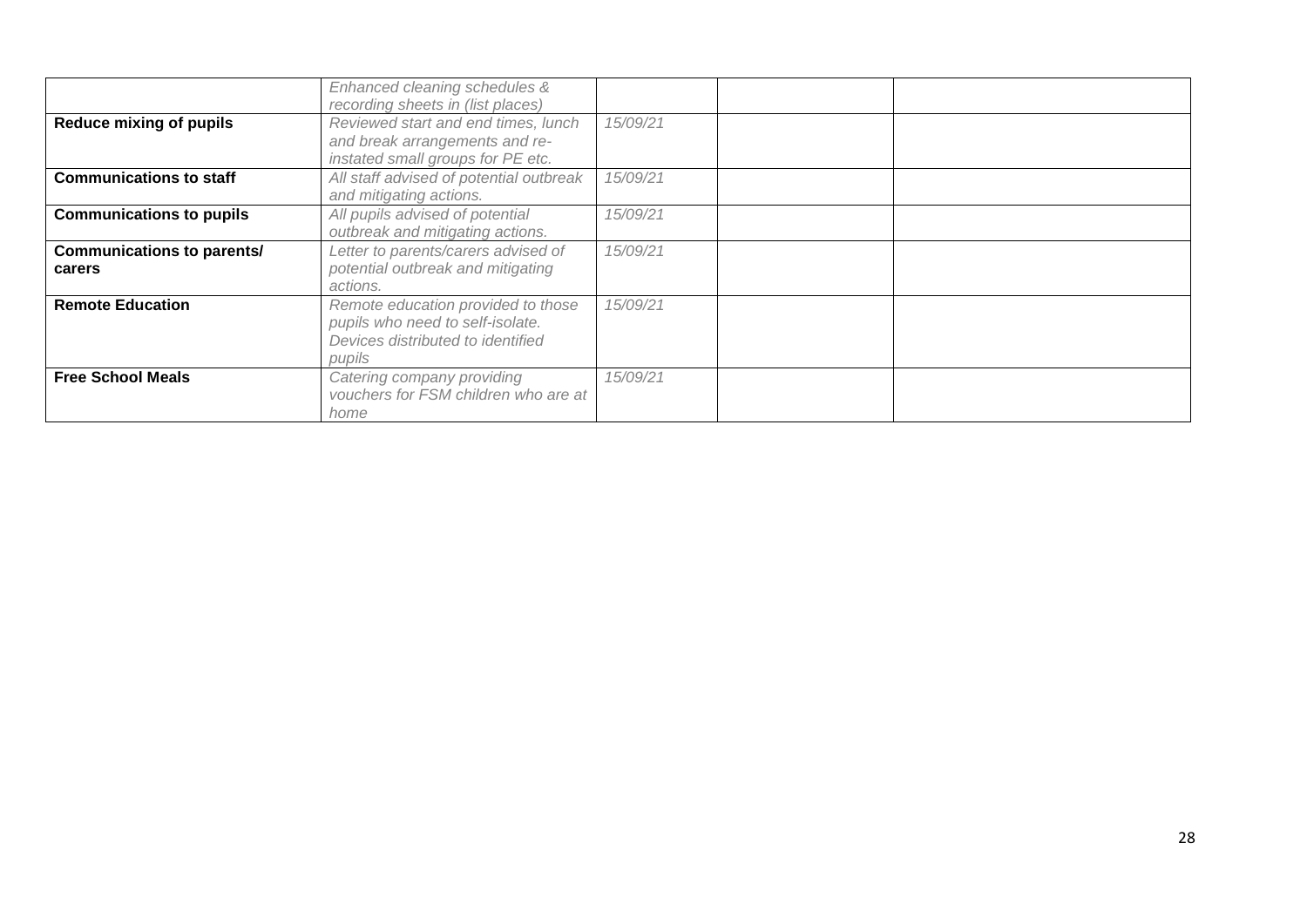| | | | | |
|---|---|---|---|---|
| | *Enhanced cleaning schedules & recording sheets in (list places)* | | | |
| **Reduce mixing of pupils** | *Reviewed start and end times, lunch and break arrangements and re-instated small groups for PE etc.* | *15/09/21* | | |
| **Communications to staff** | *All staff advised of potential outbreak and mitigating actions.* | *15/09/21* | | |
| **Communications to pupils** | *All pupils advised of potential outbreak and mitigating actions.* | *15/09/21* | | |
| **Communications to parents/ carers** | *Letter to parents/carers advised of potential outbreak and mitigating actions.* | *15/09/21* | | |
| **Remote Education** | *Remote education provided to those pupils who need to self-isolate. Devices distributed to identified pupils* | *15/09/21* | | |
| **Free School Meals** | *Catering company providing vouchers for FSM children who are at home* | *15/09/21* | | |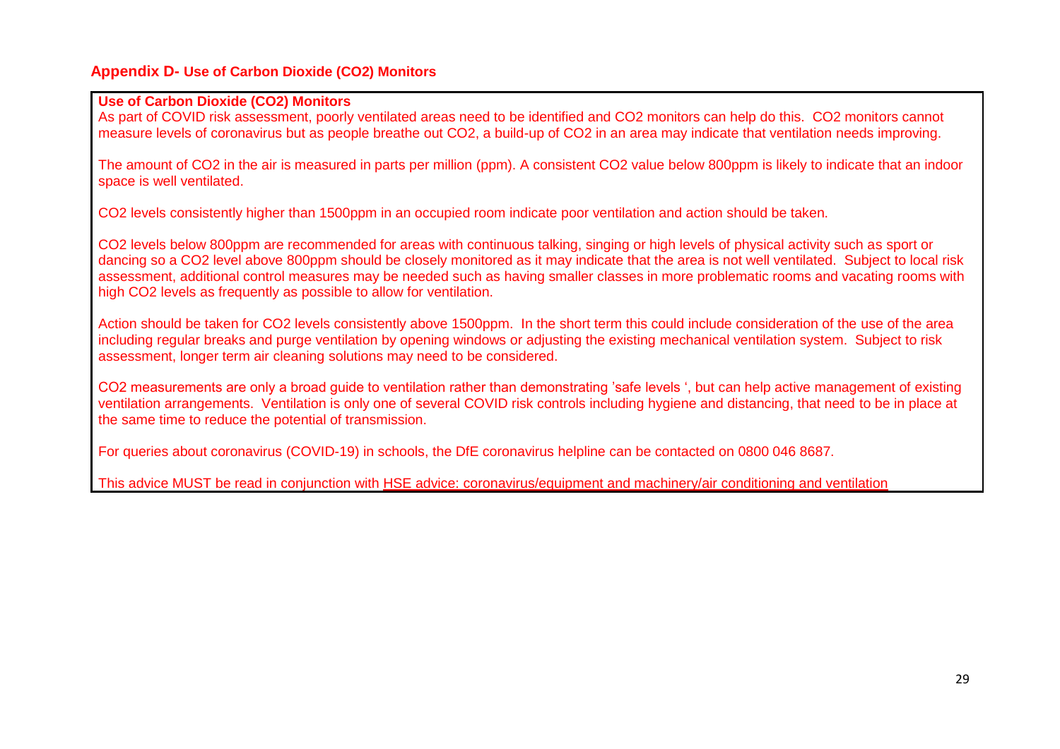## Appendix D- Use of Carbon Dioxide ($CO_2$) Monitors

**Use of Carbon Dioxide ($CO_2$) Monitors**

As part of COVID risk assessment, poorly ventilated areas need to be identified and $CO_2$ monitors can help do this. $CO_2$ monitors cannot measure levels of coronavirus but as people breathe out $CO_2$, a build-up of $CO_2$ in an area may indicate that ventilation needs improving.

The amount of $CO_2$ in the air is measured in parts per million (ppm). A consistent $CO_2$ value below 800ppm is likely to indicate that an indoor space is well ventilated.

$CO_2$ levels consistently higher than 1500ppm in an occupied room indicate poor ventilation and action should be taken.

$CO_2$ levels below 800ppm are recommended for areas with continuous talking, singing or high levels of physical activity such as sport or dancing so a $CO_2$ level above 800ppm should be closely monitored as it may indicate that the area is not well ventilated. Subject to local risk assessment, additional control measures may be needed such as having smaller classes in more problematic rooms and vacating rooms with high $CO_2$ levels as frequently as possible to allow for ventilation.

Action should be taken for $CO_2$ levels consistently above 1500ppm. In the short term this could include consideration of the use of the area including regular breaks and purge ventilation by opening windows or adjusting the existing mechanical ventilation system. Subject to risk assessment, longer term air cleaning solutions may need to be considered.

$CO_2$ measurements are only a broad guide to ventilation rather than demonstrating 'safe levels ', but can help active management of existing ventilation arrangements. Ventilation is only one of several COVID risk controls including hygiene and distancing, that need to be in place at the same time to reduce the potential of transmission.

For queries about coronavirus (COVID-19) in schools, the DfE coronavirus helpline can be contacted on 0800 046 8687.

This advice MUST be read in conjunction with HSE advice: coronavirus/equipment and machinery/air conditioning and ventilation